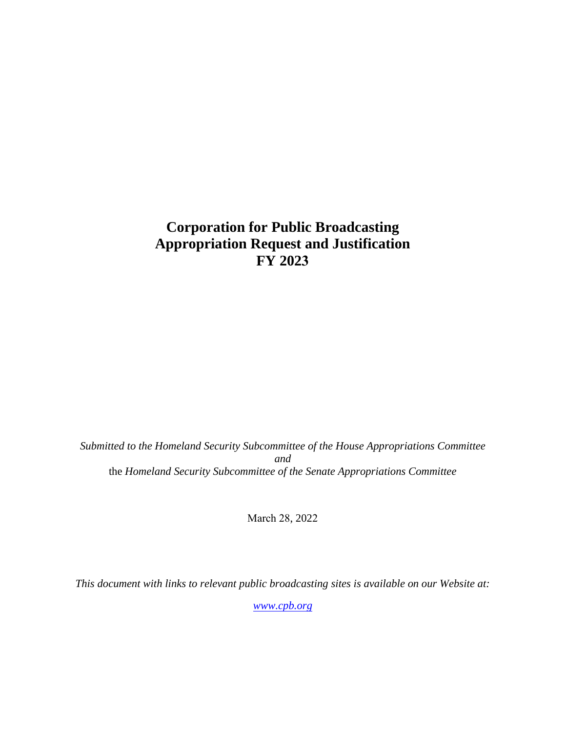# Corporation for Public Broadcasting
# Appropriation Request and Justification
# FY 2023

*Submitted to the Homeland Security Subcommittee of the House Appropriations Committee*
*and*
the *Homeland Security Subcommittee of the Senate Appropriations Committee*

March 28, 2022

*This document with links to relevant public broadcasting sites is available on our Website at:*

*www.cpb.org*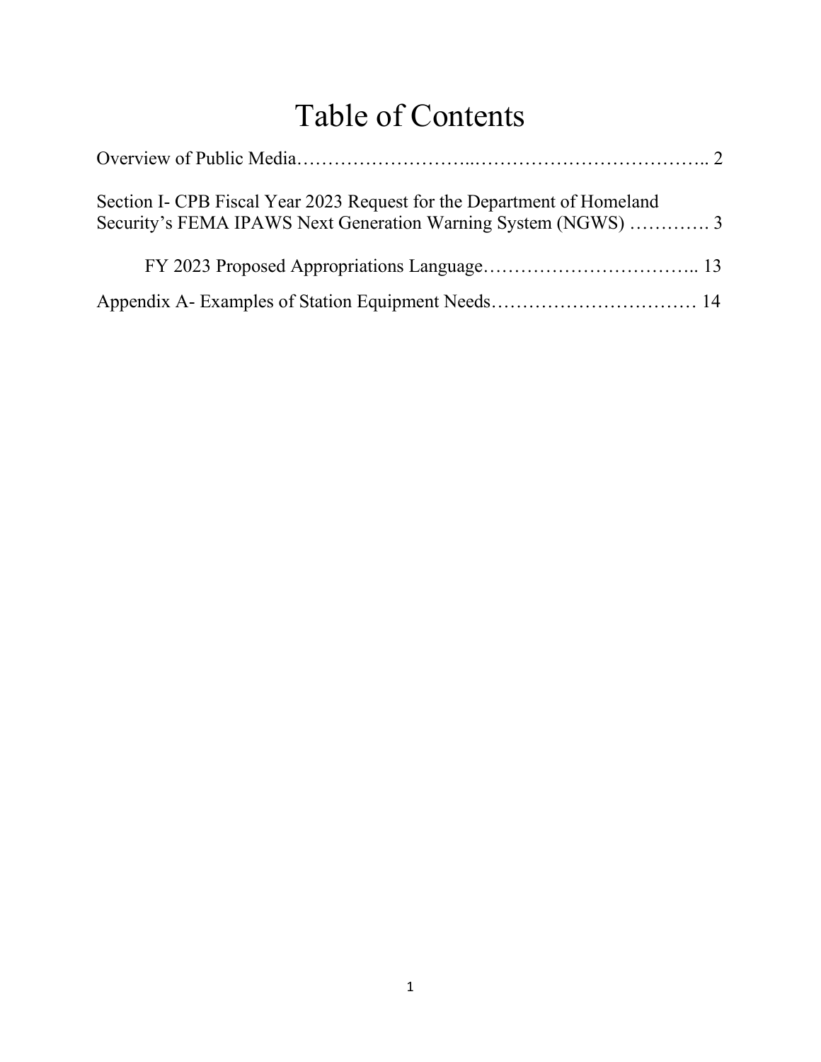# Table of Contents

Overview of Public Media……………………..……………………………….. 2

Section I- CPB Fiscal Year 2023 Request for the Department of Homeland Security's FEMA IPAWS Next Generation Warning System (NGWS) …………. 3

FY 2023 Proposed Appropriations Language…………………………….. 13

Appendix A- Examples of Station Equipment Needs…………………………… 14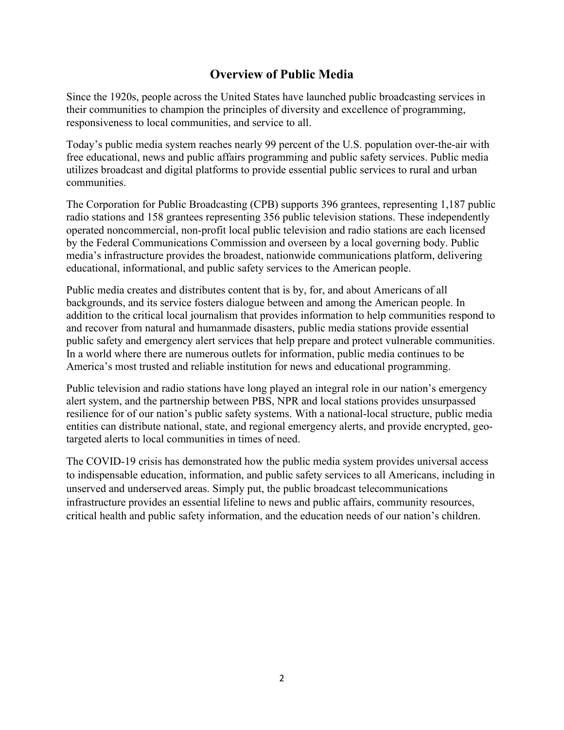## Overview of Public Media

Since the 1920s, people across the United States have launched public broadcasting services in their communities to champion the principles of diversity and excellence of programming, responsiveness to local communities, and service to all.

Today's public media system reaches nearly 99 percent of the U.S. population over-the-air with free educational, news and public affairs programming and public safety services. Public media utilizes broadcast and digital platforms to provide essential public services to rural and urban communities.

The Corporation for Public Broadcasting (CPB) supports 396 grantees, representing 1,187 public radio stations and 158 grantees representing 356 public television stations. These independently operated noncommercial, non-profit local public television and radio stations are each licensed by the Federal Communications Commission and overseen by a local governing body. Public media's infrastructure provides the broadest, nationwide communications platform, delivering educational, informational, and public safety services to the American people.

Public media creates and distributes content that is by, for, and about Americans of all backgrounds, and its service fosters dialogue between and among the American people. In addition to the critical local journalism that provides information to help communities respond to and recover from natural and humanmade disasters, public media stations provide essential public safety and emergency alert services that help prepare and protect vulnerable communities. In a world where there are numerous outlets for information, public media continues to be America's most trusted and reliable institution for news and educational programming.

Public television and radio stations have long played an integral role in our nation's emergency alert system, and the partnership between PBS, NPR and local stations provides unsurpassed resilience for of our nation's public safety systems. With a national-local structure, public media entities can distribute national, state, and regional emergency alerts, and provide encrypted, geo-targeted alerts to local communities in times of need.

The COVID-19 crisis has demonstrated how the public media system provides universal access to indispensable education, information, and public safety services to all Americans, including in unserved and underserved areas. Simply put, the public broadcast telecommunications infrastructure provides an essential lifeline to news and public affairs, community resources, critical health and public safety information, and the education needs of our nation's children.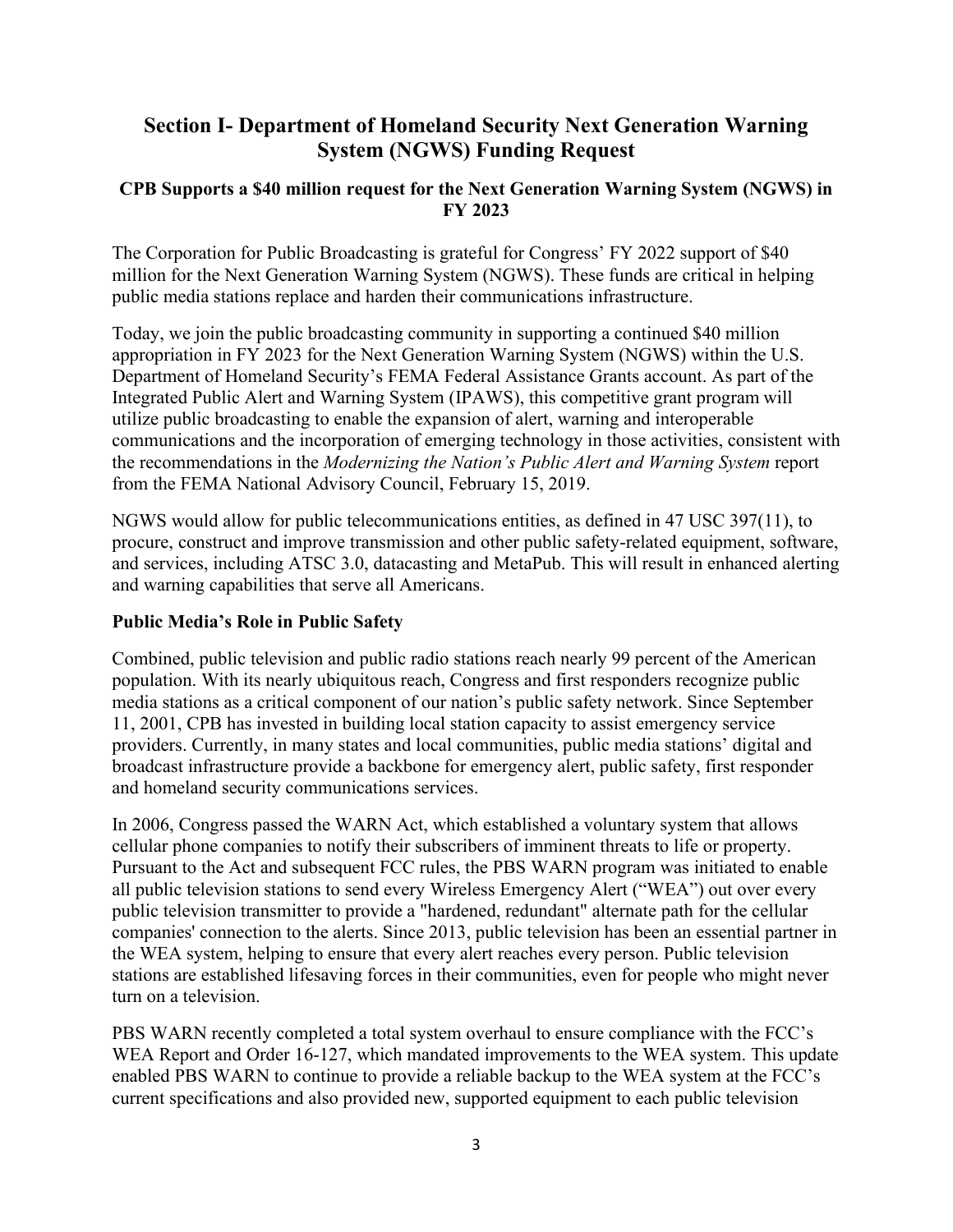## Section I- Department of Homeland Security Next Generation Warning System (NGWS) Funding Request

### CPB Supports a $40 million request for the Next Generation Warning System (NGWS) in FY 2023

The Corporation for Public Broadcasting is grateful for Congress' FY 2022 support of $40 million for the Next Generation Warning System (NGWS). These funds are critical in helping public media stations replace and harden their communications infrastructure.

Today, we join the public broadcasting community in supporting a continued $40 million appropriation in FY 2023 for the Next Generation Warning System (NGWS) within the U.S. Department of Homeland Security's FEMA Federal Assistance Grants account. As part of the Integrated Public Alert and Warning System (IPAWS), this competitive grant program will utilize public broadcasting to enable the expansion of alert, warning and interoperable communications and the incorporation of emerging technology in those activities, consistent with the recommendations in the *Modernizing the Nation's Public Alert and Warning System* report from the FEMA National Advisory Council, February 15, 2019.

NGWS would allow for public telecommunications entities, as defined in 47 USC 397(11), to procure, construct and improve transmission and other public safety-related equipment, software, and services, including ATSC 3.0, datacasting and MetaPub. This will result in enhanced alerting and warning capabilities that serve all Americans.

**Public Media's Role in Public Safety**

Combined, public television and public radio stations reach nearly 99 percent of the American population. With its nearly ubiquitous reach, Congress and first responders recognize public media stations as a critical component of our nation's public safety network. Since September 11, 2001, CPB has invested in building local station capacity to assist emergency service providers. Currently, in many states and local communities, public media stations' digital and broadcast infrastructure provide a backbone for emergency alert, public safety, first responder and homeland security communications services.

In 2006, Congress passed the WARN Act, which established a voluntary system that allows cellular phone companies to notify their subscribers of imminent threats to life or property. Pursuant to the Act and subsequent FCC rules, the PBS WARN program was initiated to enable all public television stations to send every Wireless Emergency Alert ("WEA") out over every public television transmitter to provide a "hardened, redundant" alternate path for the cellular companies' connection to the alerts. Since 2013, public television has been an essential partner in the WEA system, helping to ensure that every alert reaches every person. Public television stations are established lifesaving forces in their communities, even for people who might never turn on a television.

PBS WARN recently completed a total system overhaul to ensure compliance with the FCC's WEA Report and Order 16-127, which mandated improvements to the WEA system. This update enabled PBS WARN to continue to provide a reliable backup to the WEA system at the FCC's current specifications and also provided new, supported equipment to each public television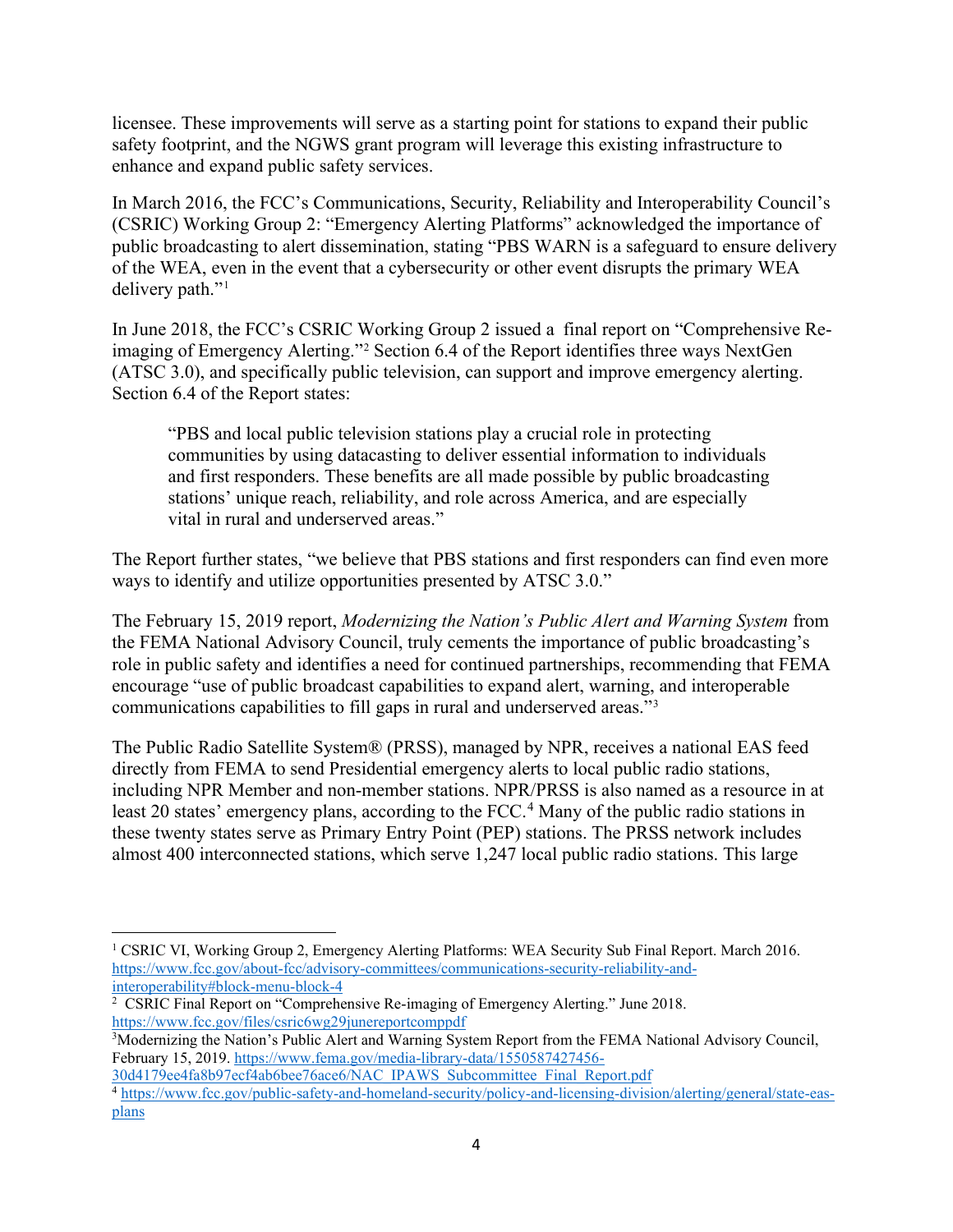licensee. These improvements will serve as a starting point for stations to expand their public safety footprint, and the NGWS grant program will leverage this existing infrastructure to enhance and expand public safety services.

In March 2016, the FCC's Communications, Security, Reliability and Interoperability Council's (CSRIC) Working Group 2: "Emergency Alerting Platforms" acknowledged the importance of public broadcasting to alert dissemination, stating "PBS WARN is a safeguard to ensure delivery of the WEA, even in the event that a cybersecurity or other event disrupts the primary WEA delivery path."[1]

In June 2018, the FCC's CSRIC Working Group 2 issued a final report on "Comprehensive Re-imaging of Emergency Alerting."[2] Section 6.4 of the Report identifies three ways NextGen (ATSC 3.0), and specifically public television, can support and improve emergency alerting. Section 6.4 of the Report states:

> "PBS and local public television stations play a crucial role in protecting communities by using datacasting to deliver essential information to individuals and first responders. These benefits are all made possible by public broadcasting stations' unique reach, reliability, and role across America, and are especially vital in rural and underserved areas."

The Report further states, "we believe that PBS stations and first responders can find even more ways to identify and utilize opportunities presented by ATSC 3.0."

The February 15, 2019 report, *Modernizing the Nation's Public Alert and Warning System* from the FEMA National Advisory Council, truly cements the importance of public broadcasting's role in public safety and identifies a need for continued partnerships, recommending that FEMA encourage "use of public broadcast capabilities to expand alert, warning, and interoperable communications capabilities to fill gaps in rural and underserved areas."[3]

The Public Radio Satellite System® (PRSS), managed by NPR, receives a national EAS feed directly from FEMA to send Presidential emergency alerts to local public radio stations, including NPR Member and non-member stations. NPR/PRSS is also named as a resource in at least 20 states' emergency plans, according to the FCC.[4] Many of the public radio stations in these twenty states serve as Primary Entry Point (PEP) stations. The PRSS network includes almost 400 interconnected stations, which serve 1,247 local public radio stations. This large

---

[1] CSRIC VI, Working Group 2, Emergency Alerting Platforms: WEA Security Sub Final Report. March 2016. https://www.fcc.gov/about-fcc/advisory-committees/communications-security-reliability-and-interoperability#block-menu-block-4

[2] CSRIC Final Report on "Comprehensive Re-imaging of Emergency Alerting." June 2018. https://www.fcc.gov/files/csric6wg29junereportcomppdf

[3] Modernizing the Nation's Public Alert and Warning System Report from the FEMA National Advisory Council, February 15, 2019. https://www.fema.gov/media-library-data/1550587427456-30d4179ee4fa8b97ecf4ab6bee76ace6/NAC_IPAWS_Subcommittee_Final_Report.pdf

[4] https://www.fcc.gov/public-safety-and-homeland-security/policy-and-licensing-division/alerting/general/state-eas-plans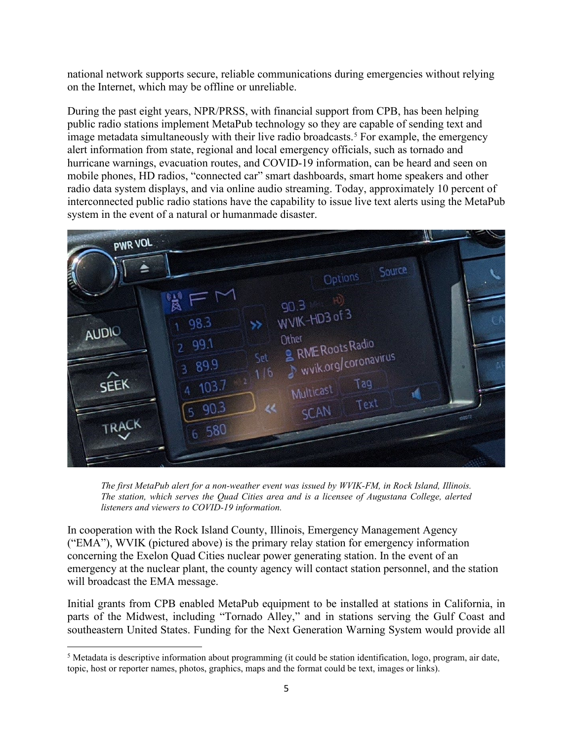national network supports secure, reliable communications during emergencies without relying on the Internet, which may be offline or unreliable.

During the past eight years, NPR/PRSS, with financial support from CPB, has been helping public radio stations implement MetaPub technology so they are capable of sending text and image metadata simultaneously with their live radio broadcasts.[5] For example, the emergency alert information from state, regional and local emergency officials, such as tornado and hurricane warnings, evacuation routes, and COVID-19 information, can be heard and seen on mobile phones, HD radios, "connected car" smart dashboards, smart home speakers and other radio data system displays, and via online audio streaming. Today, approximately 10 percent of interconnected public radio stations have the capability to issue live text alerts using the MetaPub system in the event of a natural or humanmade disaster.

*The first MetaPub alert for a non-weather event was issued by WVIK-FM, in Rock Island, Illinois. The station, which serves the Quad Cities area and is a licensee of Augustana College, alerted listeners and viewers to COVID-19 information.*

In cooperation with the Rock Island County, Illinois, Emergency Management Agency ("EMA"), WVIK (pictured above) is the primary relay station for emergency information concerning the Exelon Quad Cities nuclear power generating station. In the event of an emergency at the nuclear plant, the county agency will contact station personnel, and the station will broadcast the EMA message.

Initial grants from CPB enabled MetaPub equipment to be installed at stations in California, in parts of the Midwest, including "Tornado Alley," and in stations serving the Gulf Coast and southeastern United States. Funding for the Next Generation Warning System would provide all

[5] Metadata is descriptive information about programming (it could be station identification, logo, program, air date, topic, host or reporter names, photos, graphics, maps and the format could be text, images or links).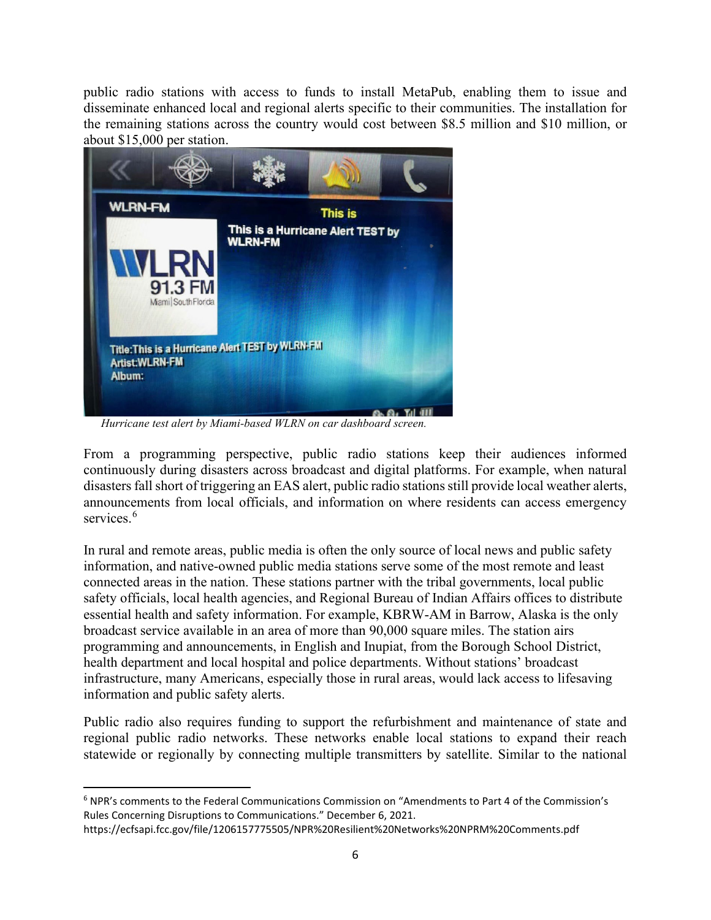public radio stations with access to funds to install MetaPub, enabling them to issue and disseminate enhanced local and regional alerts specific to their communities. The installation for the remaining stations across the country would cost between $8.5 million and $10 million, or about $15,000 per station.

*Hurricane test alert by Miami-based WLRN on car dashboard screen.*

From a programming perspective, public radio stations keep their audiences informed continuously during disasters across broadcast and digital platforms. For example, when natural disasters fall short of triggering an EAS alert, public radio stations still provide local weather alerts, announcements from local officials, and information on where residents can access emergency services.[6]

In rural and remote areas, public media is often the only source of local news and public safety information, and native-owned public media stations serve some of the most remote and least connected areas in the nation. These stations partner with the tribal governments, local public safety officials, local health agencies, and Regional Bureau of Indian Affairs offices to distribute essential health and safety information. For example, KBRW-AM in Barrow, Alaska is the only broadcast service available in an area of more than 90,000 square miles. The station airs programming and announcements, in English and Inupiat, from the Borough School District, health department and local hospital and police departments. Without stations' broadcast infrastructure, many Americans, especially those in rural areas, would lack access to lifesaving information and public safety alerts.

Public radio also requires funding to support the refurbishment and maintenance of state and regional public radio networks. These networks enable local stations to expand their reach statewide or regionally by connecting multiple transmitters by satellite. Similar to the national

[6] NPR's comments to the Federal Communications Commission on "Amendments to Part 4 of the Commission's Rules Concerning Disruptions to Communications." December 6, 2021. https://ecfsapi.fcc.gov/file/1206157775505/NPR%20Resilient%20Networks%20NPRM%20Comments.pdf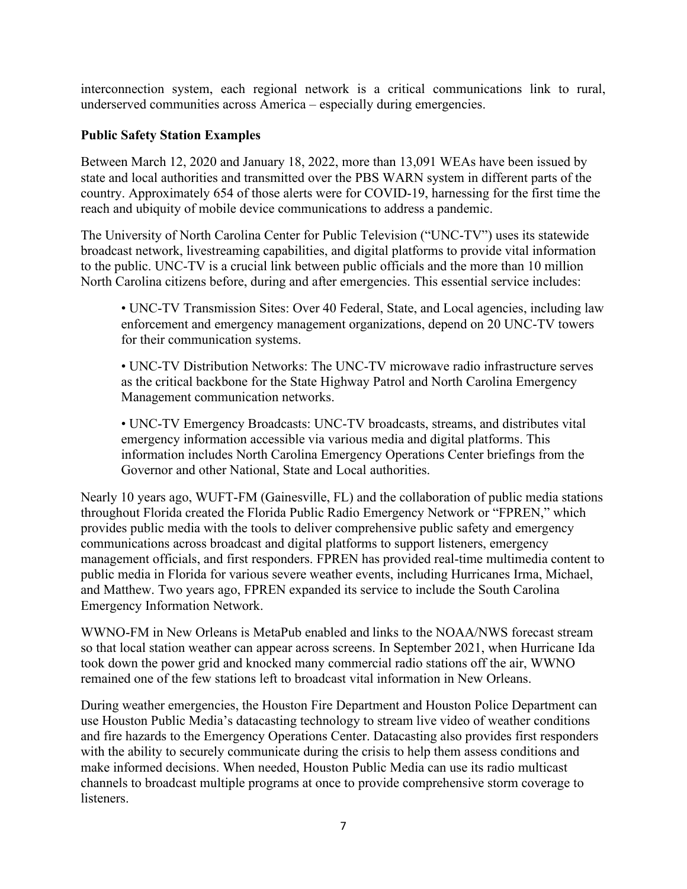interconnection system, each regional network is a critical communications link to rural, underserved communities across America – especially during emergencies.

**Public Safety Station Examples**

Between March 12, 2020 and January 18, 2022, more than 13,091 WEAs have been issued by state and local authorities and transmitted over the PBS WARN system in different parts of the country. Approximately 654 of those alerts were for COVID-19, harnessing for the first time the reach and ubiquity of mobile device communications to address a pandemic.

The University of North Carolina Center for Public Television ("UNC-TV") uses its statewide broadcast network, livestreaming capabilities, and digital platforms to provide vital information to the public. UNC-TV is a crucial link between public officials and the more than 10 million North Carolina citizens before, during and after emergencies. This essential service includes:

• UNC-TV Transmission Sites: Over 40 Federal, State, and Local agencies, including law enforcement and emergency management organizations, depend on 20 UNC-TV towers for their communication systems.

• UNC-TV Distribution Networks: The UNC-TV microwave radio infrastructure serves as the critical backbone for the State Highway Patrol and North Carolina Emergency Management communication networks.

• UNC-TV Emergency Broadcasts: UNC-TV broadcasts, streams, and distributes vital emergency information accessible via various media and digital platforms. This information includes North Carolina Emergency Operations Center briefings from the Governor and other National, State and Local authorities.

Nearly 10 years ago, WUFT-FM (Gainesville, FL) and the collaboration of public media stations throughout Florida created the Florida Public Radio Emergency Network or "FPREN," which provides public media with the tools to deliver comprehensive public safety and emergency communications across broadcast and digital platforms to support listeners, emergency management officials, and first responders. FPREN has provided real-time multimedia content to public media in Florida for various severe weather events, including Hurricanes Irma, Michael, and Matthew. Two years ago, FPREN expanded its service to include the South Carolina Emergency Information Network.

WWNO-FM in New Orleans is MetaPub enabled and links to the NOAA/NWS forecast stream so that local station weather can appear across screens. In September 2021, when Hurricane Ida took down the power grid and knocked many commercial radio stations off the air, WWNO remained one of the few stations left to broadcast vital information in New Orleans.

During weather emergencies, the Houston Fire Department and Houston Police Department can use Houston Public Media's datacasting technology to stream live video of weather conditions and fire hazards to the Emergency Operations Center. Datacasting also provides first responders with the ability to securely communicate during the crisis to help them assess conditions and make informed decisions. When needed, Houston Public Media can use its radio multicast channels to broadcast multiple programs at once to provide comprehensive storm coverage to listeners.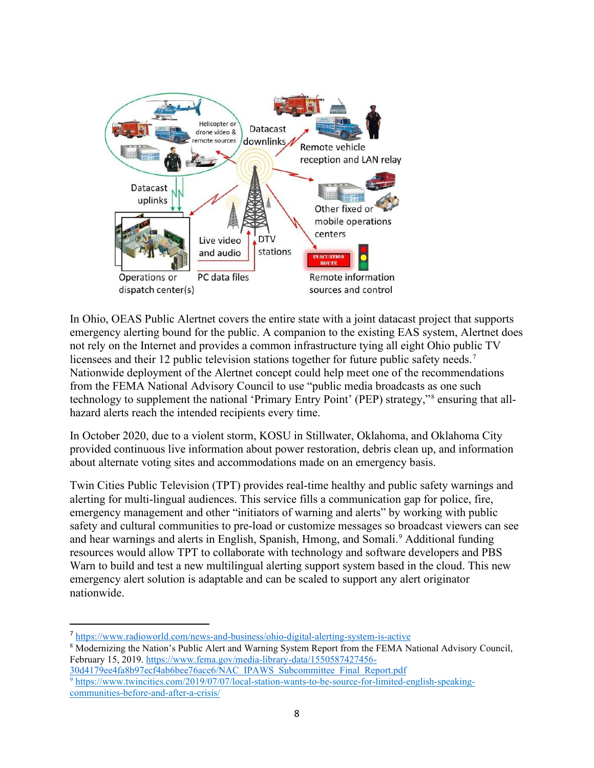In Ohio, OEAS Public Alertnet covers the entire state with a joint datacast project that supports emergency alerting bound for the public. A companion to the existing EAS system, Alertnet does not rely on the Internet and provides a common infrastructure tying all eight Ohio public TV licensees and their 12 public television stations together for future public safety needs.[7] Nationwide deployment of the Alertnet concept could help meet one of the recommendations from the FEMA National Advisory Council to use "public media broadcasts as one such technology to supplement the national 'Primary Entry Point' (PEP) strategy,"[8] ensuring that all-hazard alerts reach the intended recipients every time.

In October 2020, due to a violent storm, KOSU in Stillwater, Oklahoma, and Oklahoma City provided continuous live information about power restoration, debris clean up, and information about alternate voting sites and accommodations made on an emergency basis.

Twin Cities Public Television (TPT) provides real-time healthy and public safety warnings and alerting for multi-lingual audiences. This service fills a communication gap for police, fire, emergency management and other "initiators of warning and alerts" by working with public safety and cultural communities to pre-load or customize messages so broadcast viewers can see and hear warnings and alerts in English, Spanish, Hmong, and Somali.[9] Additional funding resources would allow TPT to collaborate with technology and software developers and PBS Warn to build and test a new multilingual alerting support system based in the cloud. This new emergency alert solution is adaptable and can be scaled to support any alert originator nationwide.

---

[7] https://www.radioworld.com/news-and-business/ohio-digital-alerting-system-is-active

[8] Modernizing the Nation's Public Alert and Warning System Report from the FEMA National Advisory Council, February 15, 2019. https://www.fema.gov/media-library-data/1550587427456-30d4179ee4fa8b97ecf4ab6bee76ace6/NAC_IPAWS_Subcommittee_Final_Report.pdf

[9] https://www.twincities.com/2019/07/07/local-station-wants-to-be-source-for-limited-english-speaking-communities-before-and-after-a-crisis/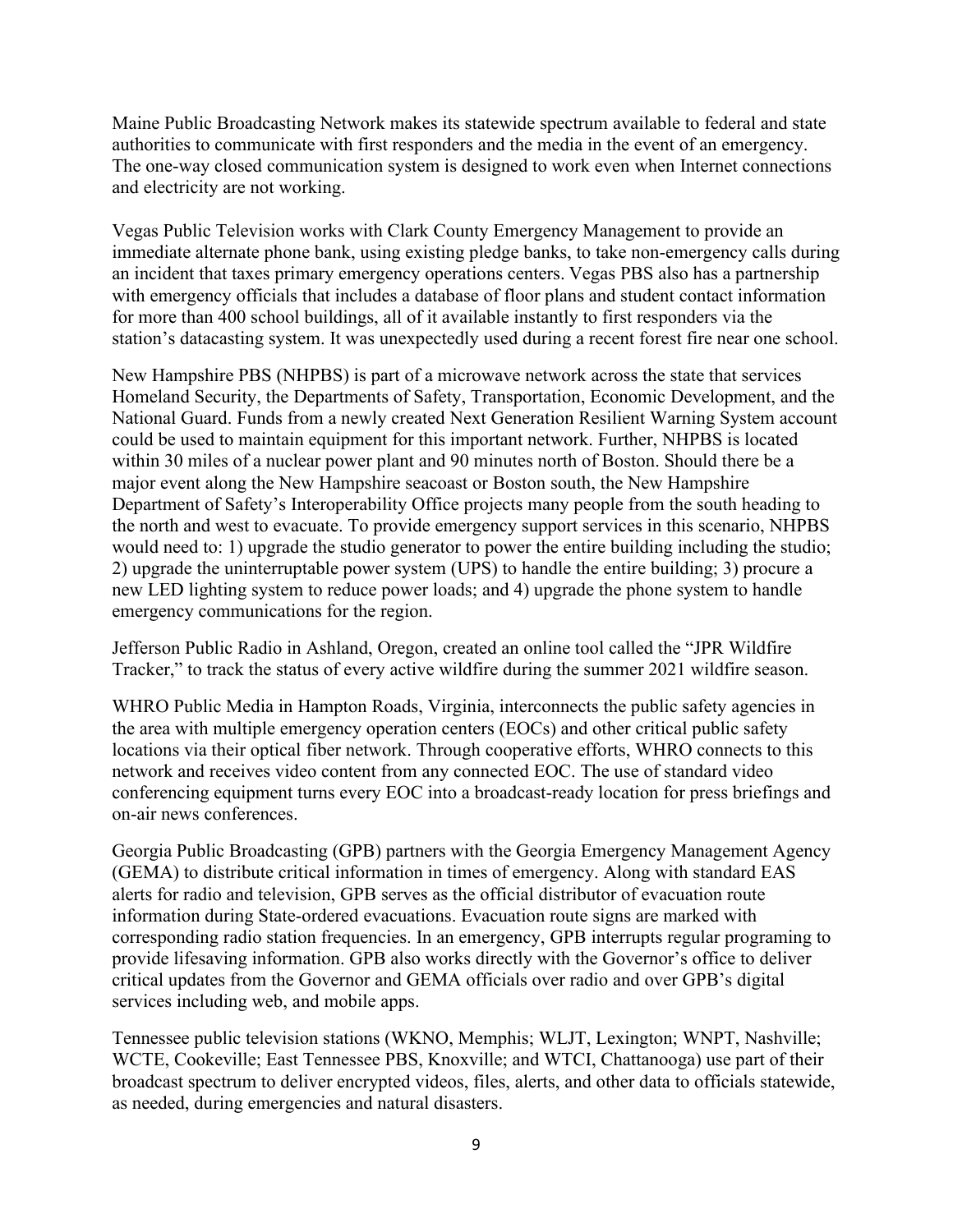Maine Public Broadcasting Network makes its statewide spectrum available to federal and state authorities to communicate with first responders and the media in the event of an emergency. The one-way closed communication system is designed to work even when Internet connections and electricity are not working.

Vegas Public Television works with Clark County Emergency Management to provide an immediate alternate phone bank, using existing pledge banks, to take non-emergency calls during an incident that taxes primary emergency operations centers. Vegas PBS also has a partnership with emergency officials that includes a database of floor plans and student contact information for more than 400 school buildings, all of it available instantly to first responders via the station's datacasting system. It was unexpectedly used during a recent forest fire near one school.

New Hampshire PBS (NHPBS) is part of a microwave network across the state that services Homeland Security, the Departments of Safety, Transportation, Economic Development, and the National Guard. Funds from a newly created Next Generation Resilient Warning System account could be used to maintain equipment for this important network. Further, NHPBS is located within 30 miles of a nuclear power plant and 90 minutes north of Boston. Should there be a major event along the New Hampshire seacoast or Boston south, the New Hampshire Department of Safety's Interoperability Office projects many people from the south heading to the north and west to evacuate. To provide emergency support services in this scenario, NHPBS would need to: 1) upgrade the studio generator to power the entire building including the studio; 2) upgrade the uninterruptable power system (UPS) to handle the entire building; 3) procure a new LED lighting system to reduce power loads; and 4) upgrade the phone system to handle emergency communications for the region.

Jefferson Public Radio in Ashland, Oregon, created an online tool called the "JPR Wildfire Tracker," to track the status of every active wildfire during the summer 2021 wildfire season.

WHRO Public Media in Hampton Roads, Virginia, interconnects the public safety agencies in the area with multiple emergency operation centers (EOCs) and other critical public safety locations via their optical fiber network. Through cooperative efforts, WHRO connects to this network and receives video content from any connected EOC. The use of standard video conferencing equipment turns every EOC into a broadcast-ready location for press briefings and on-air news conferences.

Georgia Public Broadcasting (GPB) partners with the Georgia Emergency Management Agency (GEMA) to distribute critical information in times of emergency. Along with standard EAS alerts for radio and television, GPB serves as the official distributor of evacuation route information during State-ordered evacuations. Evacuation route signs are marked with corresponding radio station frequencies. In an emergency, GPB interrupts regular programing to provide lifesaving information. GPB also works directly with the Governor's office to deliver critical updates from the Governor and GEMA officials over radio and over GPB's digital services including web, and mobile apps.

Tennessee public television stations (WKNO, Memphis; WLJT, Lexington; WNPT, Nashville; WCTE, Cookeville; East Tennessee PBS, Knoxville; and WTCI, Chattanooga) use part of their broadcast spectrum to deliver encrypted videos, files, alerts, and other data to officials statewide, as needed, during emergencies and natural disasters.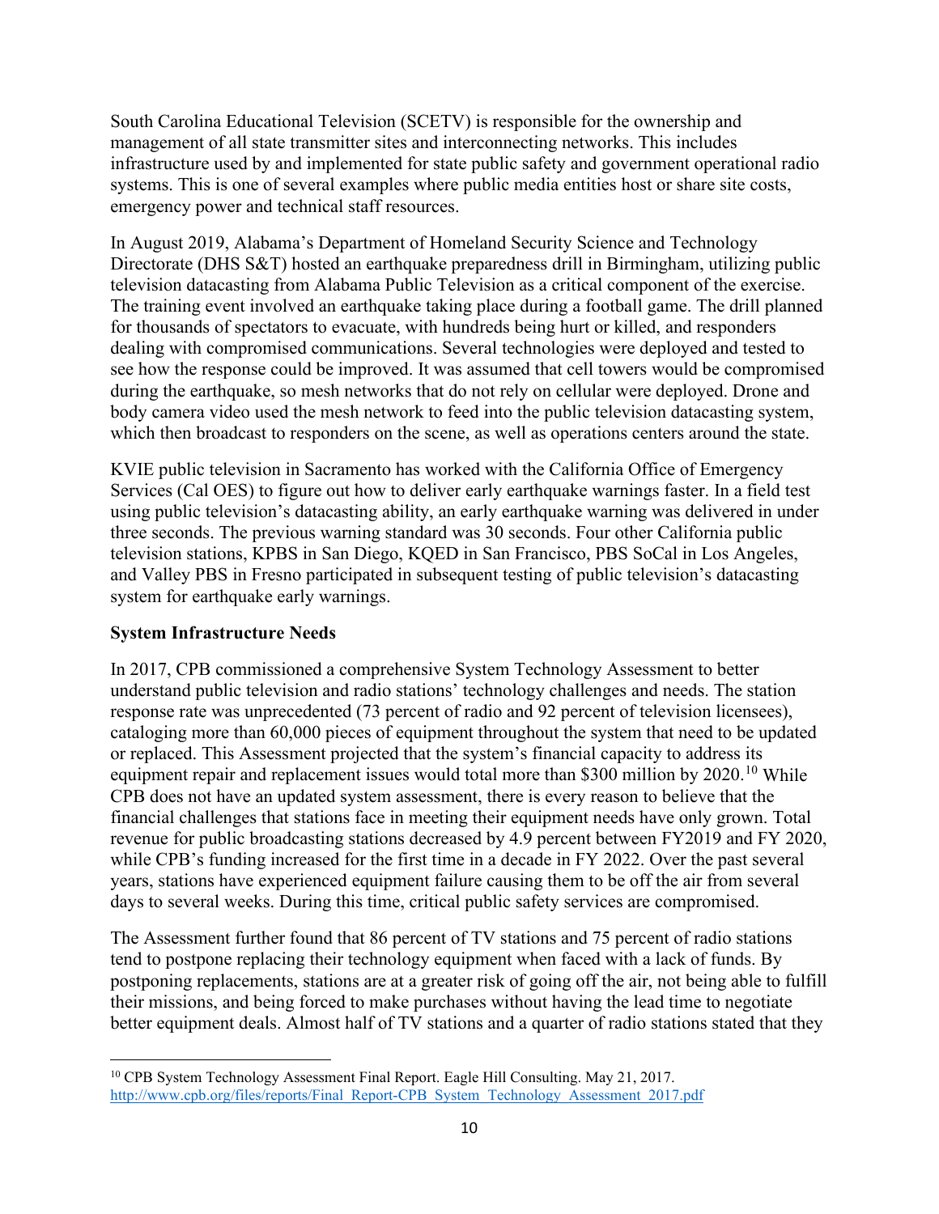South Carolina Educational Television (SCETV) is responsible for the ownership and management of all state transmitter sites and interconnecting networks. This includes infrastructure used by and implemented for state public safety and government operational radio systems. This is one of several examples where public media entities host or share site costs, emergency power and technical staff resources.

In August 2019, Alabama's Department of Homeland Security Science and Technology Directorate (DHS S&T) hosted an earthquake preparedness drill in Birmingham, utilizing public television datacasting from Alabama Public Television as a critical component of the exercise. The training event involved an earthquake taking place during a football game. The drill planned for thousands of spectators to evacuate, with hundreds being hurt or killed, and responders dealing with compromised communications. Several technologies were deployed and tested to see how the response could be improved. It was assumed that cell towers would be compromised during the earthquake, so mesh networks that do not rely on cellular were deployed. Drone and body camera video used the mesh network to feed into the public television datacasting system, which then broadcast to responders on the scene, as well as operations centers around the state.

KVIE public television in Sacramento has worked with the California Office of Emergency Services (Cal OES) to figure out how to deliver early earthquake warnings faster. In a field test using public television's datacasting ability, an early earthquake warning was delivered in under three seconds. The previous warning standard was 30 seconds. Four other California public television stations, KPBS in San Diego, KQED in San Francisco, PBS SoCal in Los Angeles, and Valley PBS in Fresno participated in subsequent testing of public television's datacasting system for earthquake early warnings.

**System Infrastructure Needs**

In 2017, CPB commissioned a comprehensive System Technology Assessment to better understand public television and radio stations' technology challenges and needs. The station response rate was unprecedented (73 percent of radio and 92 percent of television licensees), cataloging more than 60,000 pieces of equipment throughout the system that need to be updated or replaced. This Assessment projected that the system's financial capacity to address its equipment repair and replacement issues would total more than $300 million by 2020.[10] While CPB does not have an updated system assessment, there is every reason to believe that the financial challenges that stations face in meeting their equipment needs have only grown. Total revenue for public broadcasting stations decreased by 4.9 percent between FY2019 and FY 2020, while CPB's funding increased for the first time in a decade in FY 2022. Over the past several years, stations have experienced equipment failure causing them to be off the air from several days to several weeks. During this time, critical public safety services are compromised.

The Assessment further found that 86 percent of TV stations and 75 percent of radio stations tend to postpone replacing their technology equipment when faced with a lack of funds. By postponing replacements, stations are at a greater risk of going off the air, not being able to fulfill their missions, and being forced to make purchases without having the lead time to negotiate better equipment deals. Almost half of TV stations and a quarter of radio stations stated that they

---

[10] CPB System Technology Assessment Final Report. Eagle Hill Consulting. May 21, 2017. http://www.cpb.org/files/reports/Final_Report-CPB_System_Technology_Assessment_2017.pdf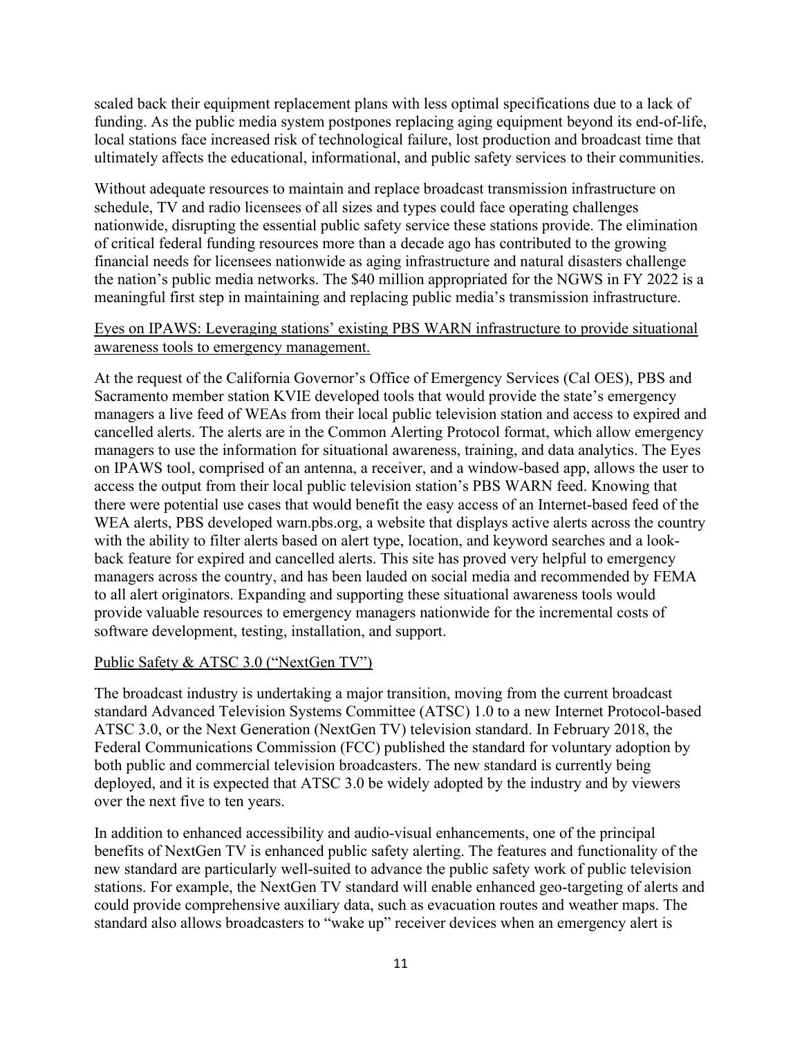scaled back their equipment replacement plans with less optimal specifications due to a lack of funding. As the public media system postpones replacing aging equipment beyond its end-of-life, local stations face increased risk of technological failure, lost production and broadcast time that ultimately affects the educational, informational, and public safety services to their communities.

Without adequate resources to maintain and replace broadcast transmission infrastructure on schedule, TV and radio licensees of all sizes and types could face operating challenges nationwide, disrupting the essential public safety service these stations provide. The elimination of critical federal funding resources more than a decade ago has contributed to the growing financial needs for licensees nationwide as aging infrastructure and natural disasters challenge the nation's public media networks. The $40 million appropriated for the NGWS in FY 2022 is a meaningful first step in maintaining and replacing public media's transmission infrastructure.

Eyes on IPAWS: Leveraging stations' existing PBS WARN infrastructure to provide situational awareness tools to emergency management.

At the request of the California Governor's Office of Emergency Services (Cal OES), PBS and Sacramento member station KVIE developed tools that would provide the state's emergency managers a live feed of WEAs from their local public television station and access to expired and cancelled alerts. The alerts are in the Common Alerting Protocol format, which allow emergency managers to use the information for situational awareness, training, and data analytics. The Eyes on IPAWS tool, comprised of an antenna, a receiver, and a window-based app, allows the user to access the output from their local public television station's PBS WARN feed. Knowing that there were potential use cases that would benefit the easy access of an Internet-based feed of the WEA alerts, PBS developed warn.pbs.org, a website that displays active alerts across the country with the ability to filter alerts based on alert type, location, and keyword searches and a look-back feature for expired and cancelled alerts. This site has proved very helpful to emergency managers across the country, and has been lauded on social media and recommended by FEMA to all alert originators. Expanding and supporting these situational awareness tools would provide valuable resources to emergency managers nationwide for the incremental costs of software development, testing, installation, and support.

Public Safety & ATSC 3.0 ("NextGen TV")

The broadcast industry is undertaking a major transition, moving from the current broadcast standard Advanced Television Systems Committee (ATSC) 1.0 to a new Internet Protocol-based ATSC 3.0, or the Next Generation (NextGen TV) television standard. In February 2018, the Federal Communications Commission (FCC) published the standard for voluntary adoption by both public and commercial television broadcasters. The new standard is currently being deployed, and it is expected that ATSC 3.0 be widely adopted by the industry and by viewers over the next five to ten years.

In addition to enhanced accessibility and audio-visual enhancements, one of the principal benefits of NextGen TV is enhanced public safety alerting. The features and functionality of the new standard are particularly well-suited to advance the public safety work of public television stations. For example, the NextGen TV standard will enable enhanced geo-targeting of alerts and could provide comprehensive auxiliary data, such as evacuation routes and weather maps. The standard also allows broadcasters to "wake up" receiver devices when an emergency alert is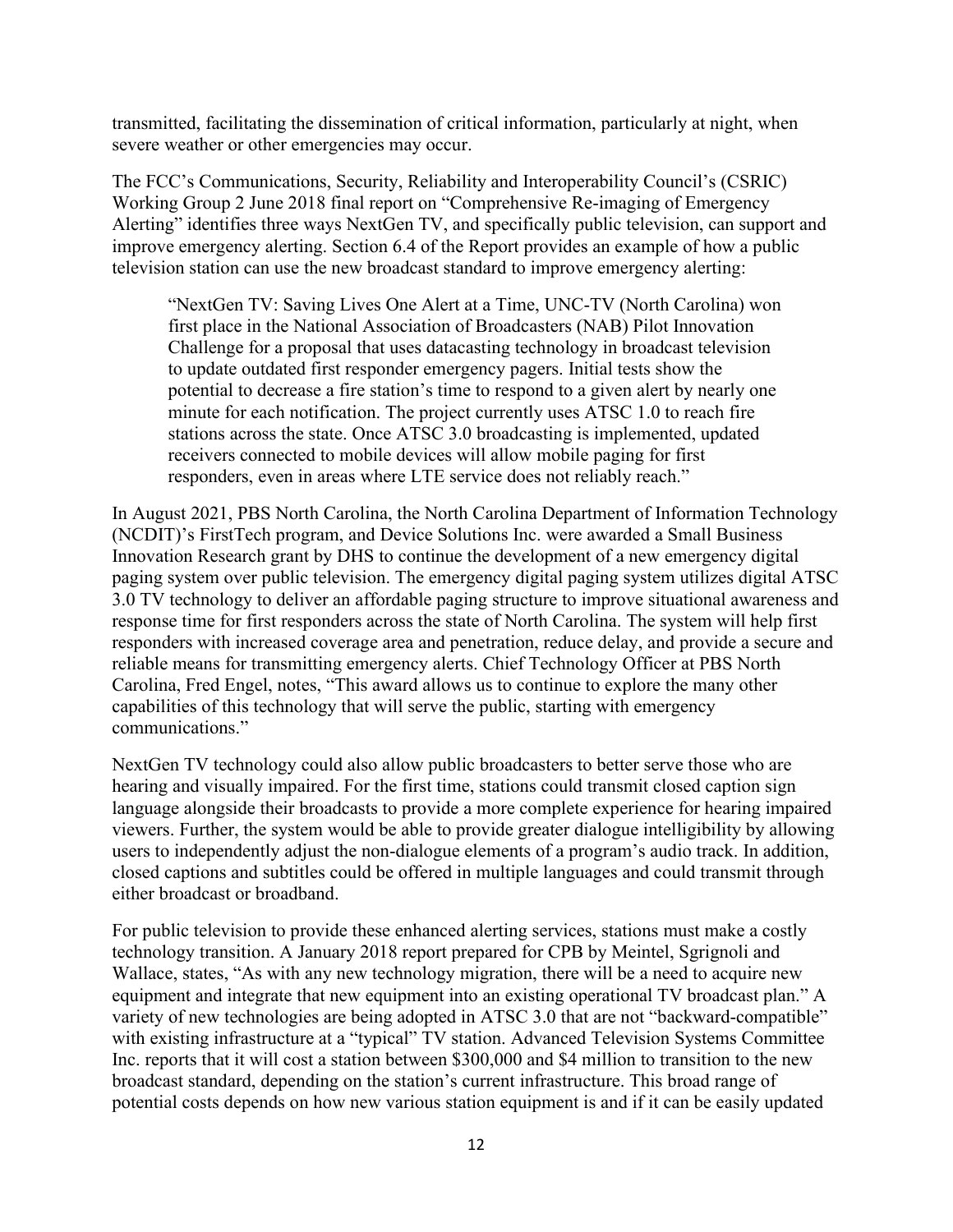transmitted, facilitating the dissemination of critical information, particularly at night, when severe weather or other emergencies may occur.

The FCC's Communications, Security, Reliability and Interoperability Council's (CSRIC) Working Group 2 June 2018 final report on "Comprehensive Re-imaging of Emergency Alerting" identifies three ways NextGen TV, and specifically public television, can support and improve emergency alerting. Section 6.4 of the Report provides an example of how a public television station can use the new broadcast standard to improve emergency alerting:

> "NextGen TV: Saving Lives One Alert at a Time, UNC-TV (North Carolina) won first place in the National Association of Broadcasters (NAB) Pilot Innovation Challenge for a proposal that uses datacasting technology in broadcast television to update outdated first responder emergency pagers. Initial tests show the potential to decrease a fire station's time to respond to a given alert by nearly one minute for each notification. The project currently uses ATSC 1.0 to reach fire stations across the state. Once ATSC 3.0 broadcasting is implemented, updated receivers connected to mobile devices will allow mobile paging for first responders, even in areas where LTE service does not reliably reach."

In August 2021, PBS North Carolina, the North Carolina Department of Information Technology (NCDIT)'s FirstTech program, and Device Solutions Inc. were awarded a Small Business Innovation Research grant by DHS to continue the development of a new emergency digital paging system over public television. The emergency digital paging system utilizes digital ATSC 3.0 TV technology to deliver an affordable paging structure to improve situational awareness and response time for first responders across the state of North Carolina. The system will help first responders with increased coverage area and penetration, reduce delay, and provide a secure and reliable means for transmitting emergency alerts. Chief Technology Officer at PBS North Carolina, Fred Engel, notes, "This award allows us to continue to explore the many other capabilities of this technology that will serve the public, starting with emergency communications."

NextGen TV technology could also allow public broadcasters to better serve those who are hearing and visually impaired. For the first time, stations could transmit closed caption sign language alongside their broadcasts to provide a more complete experience for hearing impaired viewers. Further, the system would be able to provide greater dialogue intelligibility by allowing users to independently adjust the non-dialogue elements of a program's audio track. In addition, closed captions and subtitles could be offered in multiple languages and could transmit through either broadcast or broadband.

For public television to provide these enhanced alerting services, stations must make a costly technology transition. A January 2018 report prepared for CPB by Meintel, Sgrignoli and Wallace, states, "As with any new technology migration, there will be a need to acquire new equipment and integrate that new equipment into an existing operational TV broadcast plan." A variety of new technologies are being adopted in ATSC 3.0 that are not "backward-compatible" with existing infrastructure at a "typical" TV station. Advanced Television Systems Committee Inc. reports that it will cost a station between $300,000 and $4 million to transition to the new broadcast standard, depending on the station's current infrastructure. This broad range of potential costs depends on how new various station equipment is and if it can be easily updated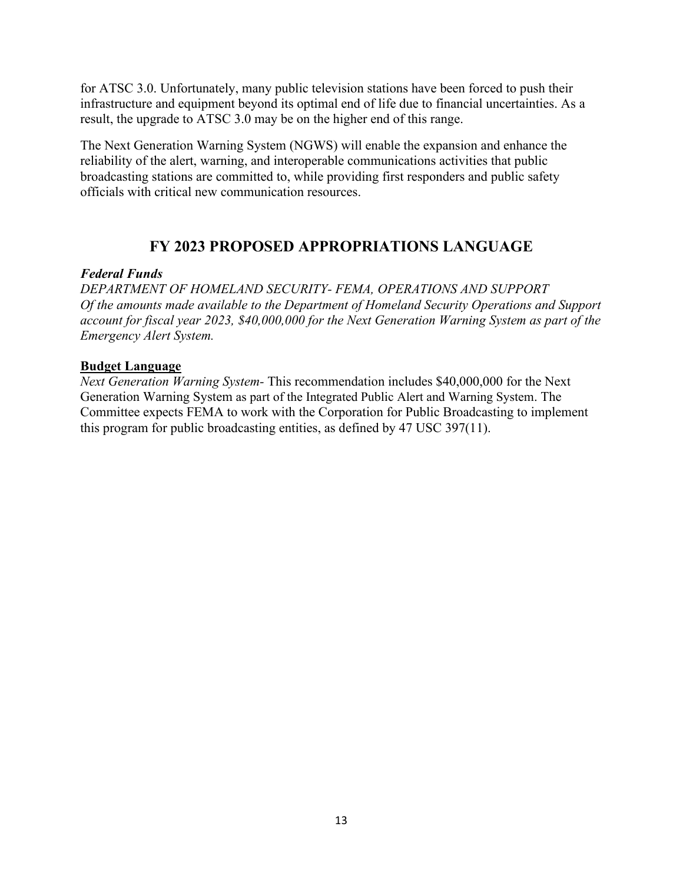for ATSC 3.0. Unfortunately, many public television stations have been forced to push their infrastructure and equipment beyond its optimal end of life due to financial uncertainties. As a result, the upgrade to ATSC 3.0 may be on the higher end of this range.

The Next Generation Warning System (NGWS) will enable the expansion and enhance the reliability of the alert, warning, and interoperable communications activities that public broadcasting stations are committed to, while providing first responders and public safety officials with critical new communication resources.

## FY 2023 PROPOSED APPROPRIATIONS LANGUAGE

***Federal Funds***

*DEPARTMENT OF HOMELAND SECURITY- FEMA, OPERATIONS AND SUPPORT*
*Of the amounts made available to the Department of Homeland Security Operations and Support account for fiscal year 2023, $40,000,000 for the Next Generation Warning System as part of the Emergency Alert System.*

<u>**Budget Language**</u>

*Next Generation Warning System-* This recommendation includes $40,000,000 for the Next Generation Warning System as part of the Integrated Public Alert and Warning System. The Committee expects FEMA to work with the Corporation for Public Broadcasting to implement this program for public broadcasting entities, as defined by 47 USC 397(11).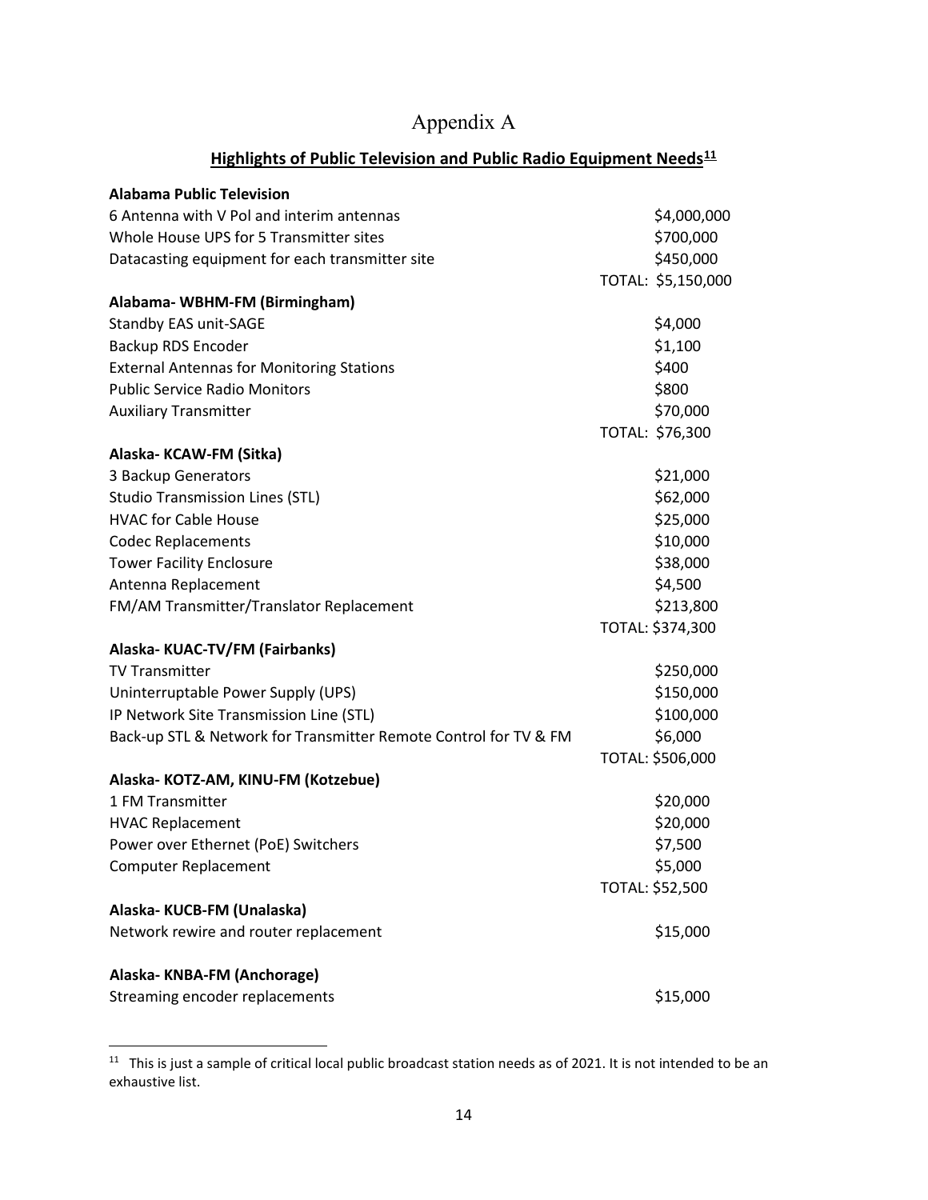# Appendix A

## Highlights of Public Television and Public Radio Equipment Needs[11]

**Alabama Public Television**

| Item | Cost |
|---|---|
| 6 Antenna with V Pol and interim antennas | $4,000,000 |
| Whole House UPS for 5 Transmitter sites | $700,000 |
| Datacasting equipment for each transmitter site | $450,000 |
| | TOTAL: $5,150,000 |

**Alabama- WBHM-FM (Birmingham)**

| Item | Cost |
|---|---|
| Standby EAS unit-SAGE | $4,000 |
| Backup RDS Encoder | $1,100 |
| External Antennas for Monitoring Stations | $400 |
| Public Service Radio Monitors | $800 |
| Auxiliary Transmitter | $70,000 |
| | TOTAL: $76,300 |

**Alaska- KCAW-FM (Sitka)**

| Item | Cost |
|---|---|
| 3 Backup Generators | $21,000 |
| Studio Transmission Lines (STL) | $62,000 |
| HVAC for Cable House | $25,000 |
| Codec Replacements | $10,000 |
| Tower Facility Enclosure | $38,000 |
| Antenna Replacement | $4,500 |
| FM/AM Transmitter/Translator Replacement | $213,800 |
| | TOTAL: $374,300 |

**Alaska- KUAC-TV/FM (Fairbanks)**

| Item | Cost |
|---|---|
| TV Transmitter | $250,000 |
| Uninterruptable Power Supply (UPS) | $150,000 |
| IP Network Site Transmission Line (STL) | $100,000 |
| Back-up STL & Network for Transmitter Remote Control for TV & FM | $6,000 |
| | TOTAL: $506,000 |

**Alaska- KOTZ-AM, KINU-FM (Kotzebue)**

| Item | Cost |
|---|---|
| 1 FM Transmitter | $20,000 |
| HVAC Replacement | $20,000 |
| Power over Ethernet (PoE) Switchers | $7,500 |
| Computer Replacement | $5,000 |
| | TOTAL: $52,500 |

**Alaska- KUCB-FM (Unalaska)**

| Item | Cost |
|---|---|
| Network rewire and router replacement | $15,000 |

**Alaska- KNBA-FM (Anchorage)**

| Item | Cost |
|---|---|
| Streaming encoder replacements | $15,000 |

[11] This is just a sample of critical local public broadcast station needs as of 2021. It is not intended to be an exhaustive list.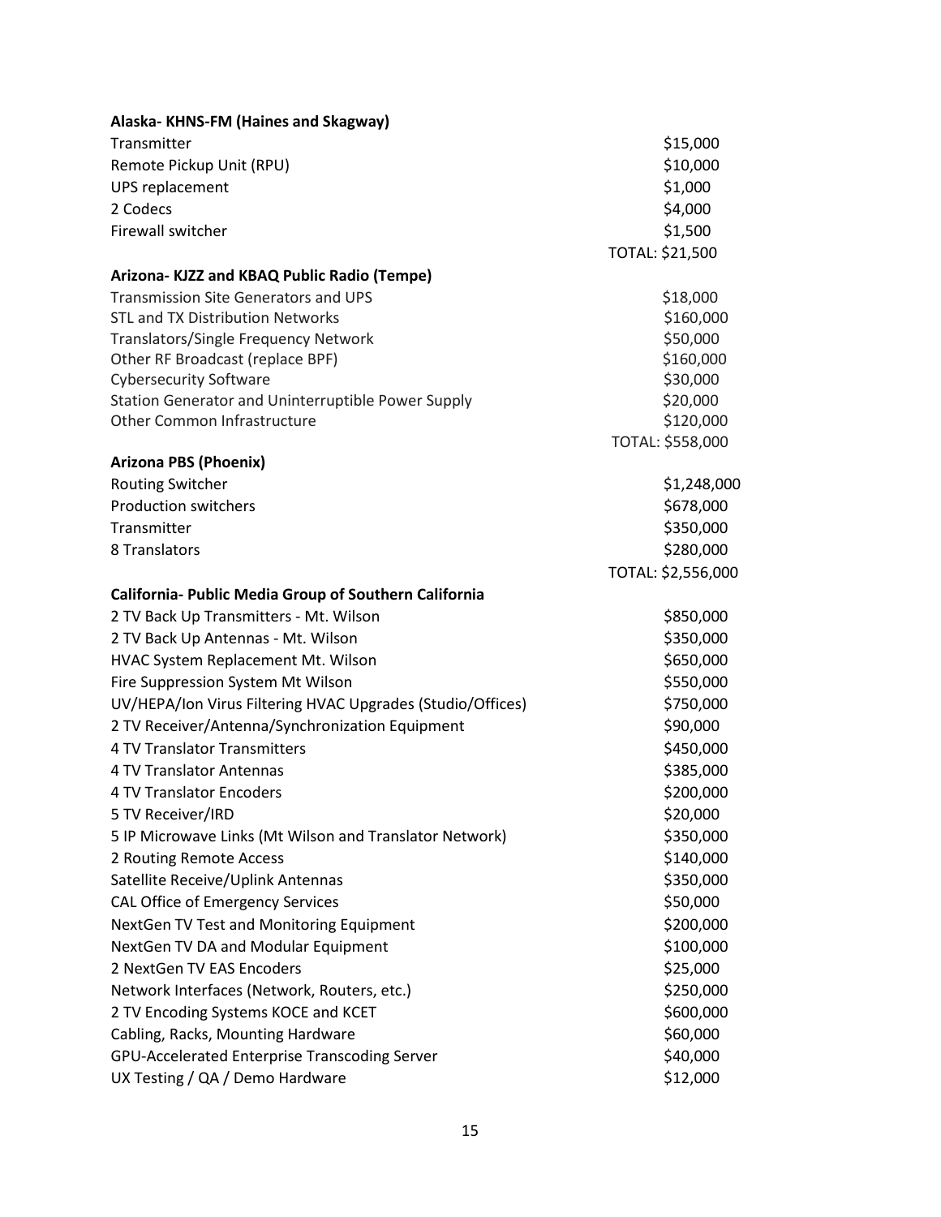**Alaska- KHNS-FM (Haines and Skagway)**

| | |
|---|---|
| Transmitter | $15,000 |
| Remote Pickup Unit (RPU) | $10,000 |
| UPS replacement | $1,000 |
| 2 Codecs | $4,000 |
| Firewall switcher | $1,500 |
| | TOTAL: $21,500 |

**Arizona- KJZZ and KBAQ Public Radio (Tempe)**

| | |
|---|---|
| Transmission Site Generators and UPS | $18,000 |
| STL and TX Distribution Networks | $160,000 |
| Translators/Single Frequency Network | $50,000 |
| Other RF Broadcast (replace BPF) | $160,000 |
| Cybersecurity Software | $30,000 |
| Station Generator and Uninterruptible Power Supply | $20,000 |
| Other Common Infrastructure | $120,000 |
| | TOTAL: $558,000 |

**Arizona PBS (Phoenix)**

| | |
|---|---|
| Routing Switcher | $1,248,000 |
| Production switchers | $678,000 |
| Transmitter | $350,000 |
| 8 Translators | $280,000 |
| | TOTAL: $2,556,000 |

**California- Public Media Group of Southern California**

| | |
|---|---|
| 2 TV Back Up Transmitters - Mt. Wilson | $850,000 |
| 2 TV Back Up Antennas - Mt. Wilson | $350,000 |
| HVAC System Replacement Mt. Wilson | $650,000 |
| Fire Suppression System Mt Wilson | $550,000 |
| UV/HEPA/Ion Virus Filtering HVAC Upgrades (Studio/Offices) | $750,000 |
| 2 TV Receiver/Antenna/Synchronization Equipment | $90,000 |
| 4 TV Translator Transmitters | $450,000 |
| 4 TV Translator Antennas | $385,000 |
| 4 TV Translator Encoders | $200,000 |
| 5 TV Receiver/IRD | $20,000 |
| 5 IP Microwave Links (Mt Wilson and Translator Network) | $350,000 |
| 2 Routing Remote Access | $140,000 |
| Satellite Receive/Uplink Antennas | $350,000 |
| CAL Office of Emergency Services | $50,000 |
| NextGen TV Test and Monitoring Equipment | $200,000 |
| NextGen TV DA and Modular Equipment | $100,000 |
| 2 NextGen TV EAS Encoders | $25,000 |
| Network Interfaces (Network, Routers, etc.) | $250,000 |
| 2 TV Encoding Systems KOCE and KCET | $600,000 |
| Cabling, Racks, Mounting Hardware | $60,000 |
| GPU-Accelerated Enterprise Transcoding Server | $40,000 |
| UX Testing / QA / Demo Hardware | $12,000 |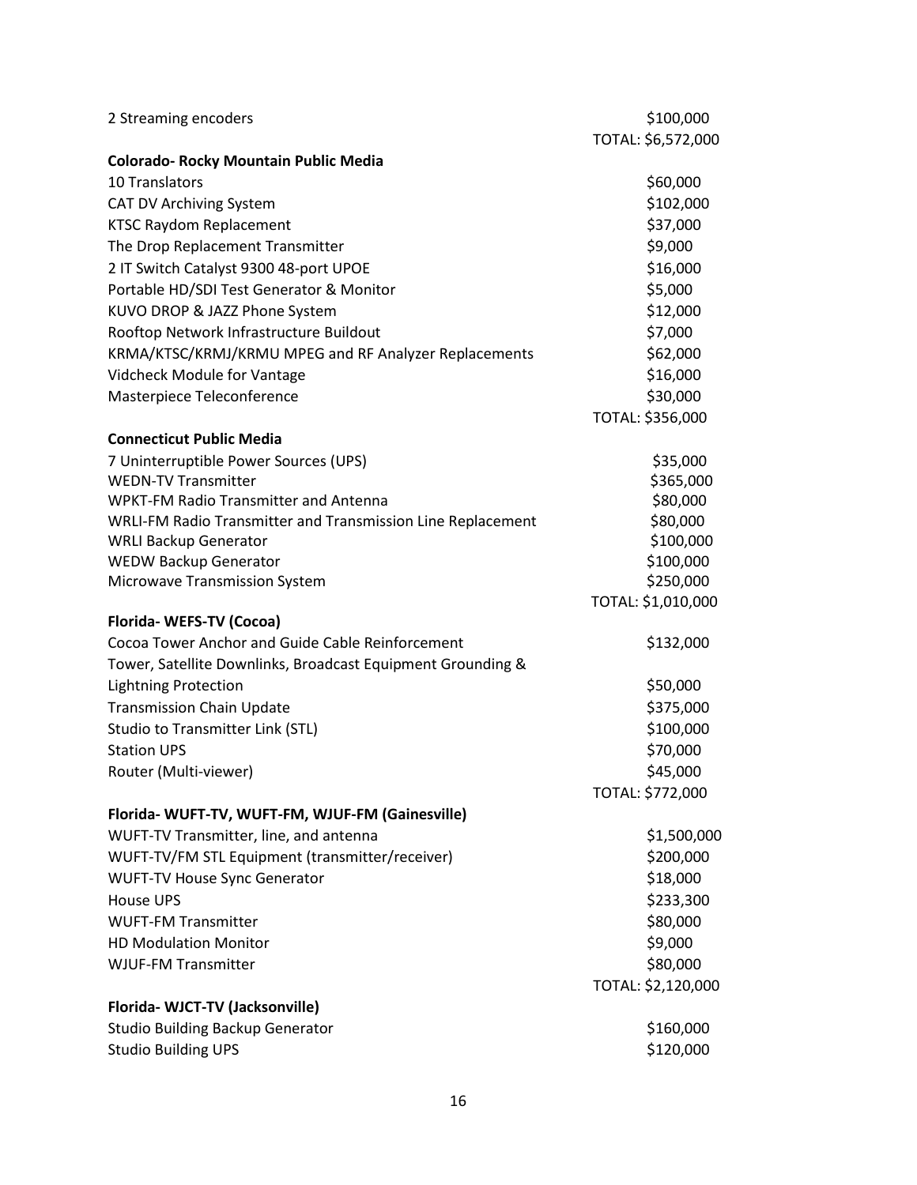| | |
|---|---|
| 2 Streaming encoders | $100,000 |
| | TOTAL: $6,572,000 |

**Colorado- Rocky Mountain Public Media**

| | |
|---|---|
| 10 Translators | $60,000 |
| CAT DV Archiving System | $102,000 |
| KTSC Raydom Replacement | $37,000 |
| The Drop Replacement Transmitter | $9,000 |
| 2 IT Switch Catalyst 9300 48-port UPOE | $16,000 |
| Portable HD/SDI Test Generator & Monitor | $5,000 |
| KUVO DROP & JAZZ Phone System | $12,000 |
| Rooftop Network Infrastructure Buildout | $7,000 |
| KRMA/KTSC/KRMJ/KRMU MPEG and RF Analyzer Replacements | $62,000 |
| Vidcheck Module for Vantage | $16,000 |
| Masterpiece Teleconference | $30,000 |
| | TOTAL: $356,000 |

**Connecticut Public Media**

| | |
|---|---|
| 7 Uninterruptible Power Sources (UPS) | $35,000 |
| WEDN-TV Transmitter | $365,000 |
| WPKT-FM Radio Transmitter and Antenna | $80,000 |
| WRLI-FM Radio Transmitter and Transmission Line Replacement | $80,000 |
| WRLI Backup Generator | $100,000 |
| WEDW Backup Generator | $100,000 |
| Microwave Transmission System | $250,000 |
| | TOTAL: $1,010,000 |

**Florida- WEFS-TV (Cocoa)**

| | |
|---|---|
| Cocoa Tower Anchor and Guide Cable Reinforcement | $132,000 |
| Tower, Satellite Downlinks, Broadcast Equipment Grounding & Lightning Protection | $50,000 |
| Transmission Chain Update | $375,000 |
| Studio to Transmitter Link (STL) | $100,000 |
| Station UPS | $70,000 |
| Router (Multi-viewer) | $45,000 |
| | TOTAL: $772,000 |

**Florida- WUFT-TV, WUFT-FM, WJUF-FM (Gainesville)**

| | |
|---|---|
| WUFT-TV Transmitter, line, and antenna | $1,500,000 |
| WUFT-TV/FM STL Equipment (transmitter/receiver) | $200,000 |
| WUFT-TV House Sync Generator | $18,000 |
| House UPS | $233,300 |
| WUFT-FM Transmitter | $80,000 |
| HD Modulation Monitor | $9,000 |
| WJUF-FM Transmitter | $80,000 |
| | TOTAL: $2,120,000 |

**Florida- WJCT-TV (Jacksonville)**

| | |
|---|---|
| Studio Building Backup Generator | $160,000 |
| Studio Building UPS | $120,000 |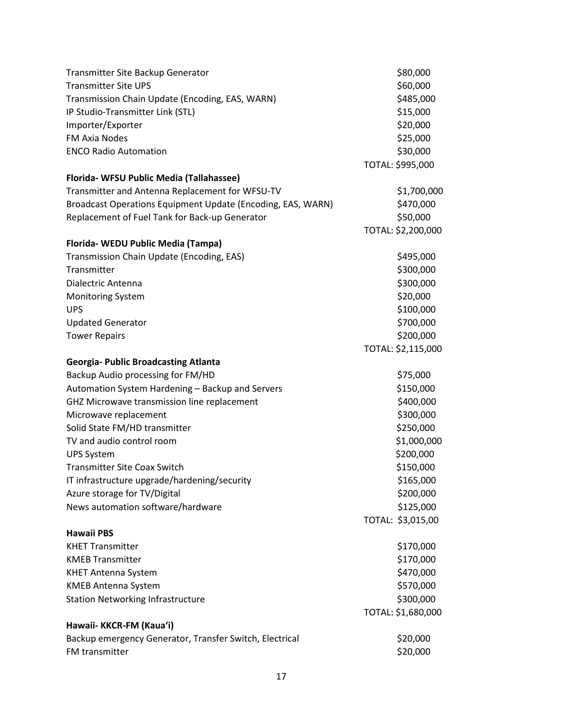| | |
|---|---|
| Transmitter Site Backup Generator | $80,000 |
| Transmitter Site UPS | $60,000 |
| Transmission Chain Update (Encoding, EAS, WARN) | $485,000 |
| IP Studio-Transmitter Link (STL) | $15,000 |
| Importer/Exporter | $20,000 |
| FM Axia Nodes | $25,000 |
| ENCO Radio Automation | $30,000 |
| | TOTAL: $995,000 |

**Florida- WFSU Public Media (Tallahassee)**

| | |
|---|---|
| Transmitter and Antenna Replacement for WFSU-TV | $1,700,000 |
| Broadcast Operations Equipment Update (Encoding, EAS, WARN) | $470,000 |
| Replacement of Fuel Tank for Back-up Generator | $50,000 |
| | TOTAL: $2,200,000 |

**Florida- WEDU Public Media (Tampa)**

| | |
|---|---|
| Transmission Chain Update (Encoding, EAS) | $495,000 |
| Transmitter | $300,000 |
| Dialectric Antenna | $300,000 |
| Monitoring System | $20,000 |
| UPS | $100,000 |
| Updated Generator | $700,000 |
| Tower Repairs | $200,000 |
| | TOTAL: $2,115,000 |

**Georgia- Public Broadcasting Atlanta**

| | |
|---|---|
| Backup Audio processing for FM/HD | $75,000 |
| Automation System Hardening – Backup and Servers | $150,000 |
| GHZ Microwave transmission line replacement | $400,000 |
| Microwave replacement | $300,000 |
| Solid State FM/HD transmitter | $250,000 |
| TV and audio control room | $1,000,000 |
| UPS System | $200,000 |
| Transmitter Site Coax Switch | $150,000 |
| IT infrastructure upgrade/hardening/security | $165,000 |
| Azure storage for TV/Digital | $200,000 |
| News automation software/hardware | $125,000 |
| | TOTAL: $3,015,00 |

**Hawaii PBS**

| | |
|---|---|
| KHET Transmitter | $170,000 |
| KMEB Transmitter | $170,000 |
| KHET Antenna System | $470,000 |
| KMEB Antenna System | $570,000 |
| Station Networking Infrastructure | $300,000 |
| | TOTAL: $1,680,000 |

**Hawaii- KKCR-FM (Kaua'i)**

| | |
|---|---|
| Backup emergency Generator, Transfer Switch, Electrical | $20,000 |
| FM transmitter | $20,000 |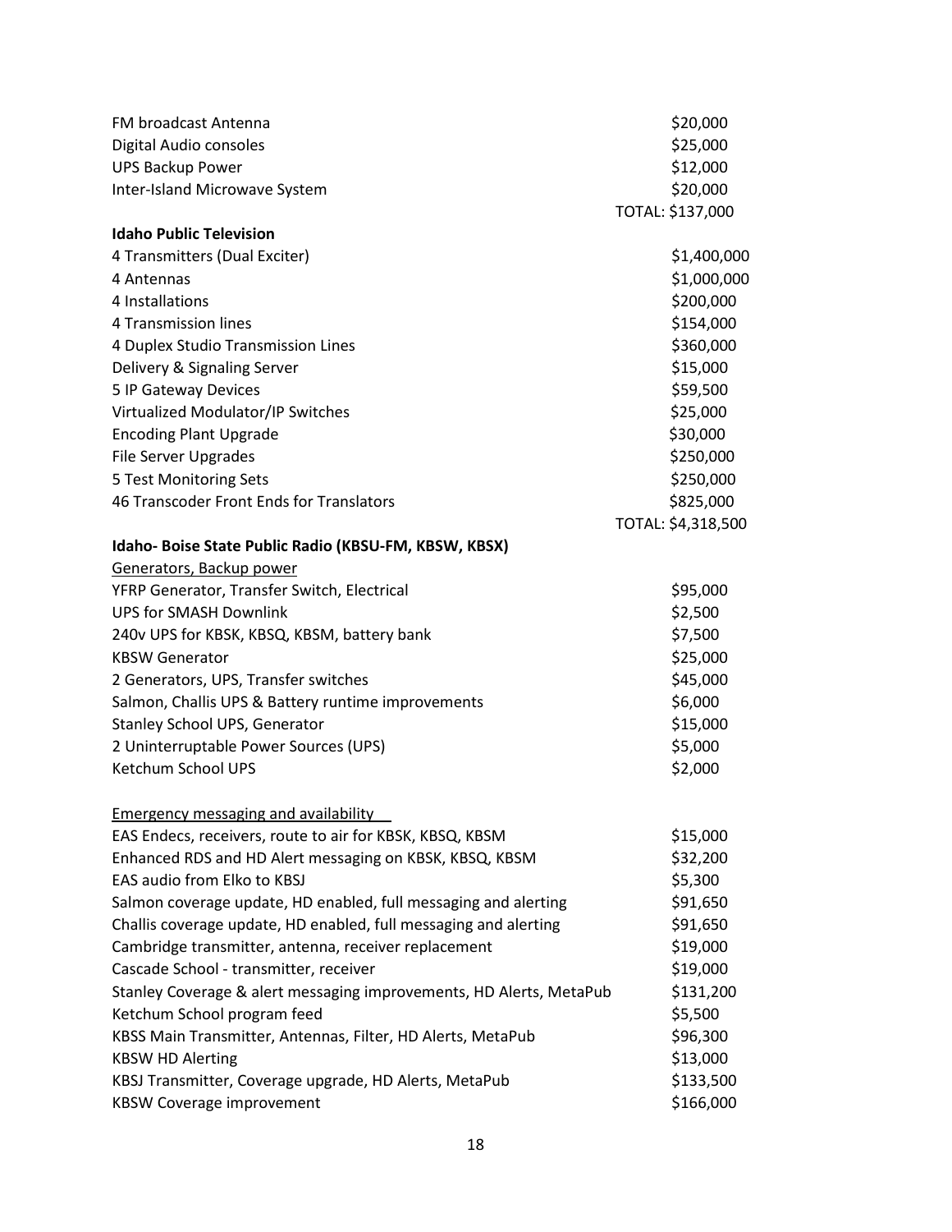| | |
|---|---|
| FM broadcast Antenna | $20,000 |
| Digital Audio consoles | $25,000 |
| UPS Backup Power | $12,000 |
| Inter-Island Microwave System | $20,000 |
| | TOTAL: $137,000 |

**Idaho Public Television**

| | |
|---|---|
| 4 Transmitters (Dual Exciter) | $1,400,000 |
| 4 Antennas | $1,000,000 |
| 4 Installations | $200,000 |
| 4 Transmission lines | $154,000 |
| 4 Duplex Studio Transmission Lines | $360,000 |
| Delivery & Signaling Server | $15,000 |
| 5 IP Gateway Devices | $59,500 |
| Virtualized Modulator/IP Switches | $25,000 |
| Encoding Plant Upgrade | $30,000 |
| File Server Upgrades | $250,000 |
| 5 Test Monitoring Sets | $250,000 |
| 46 Transcoder Front Ends for Translators | $825,000 |
| | TOTAL: $4,318,500 |

**Idaho- Boise State Public Radio (KBSU-FM, KBSW, KBSX)**

<u>Generators, Backup power</u>

| | |
|---|---|
| YFRP Generator, Transfer Switch, Electrical | $95,000 |
| UPS for SMASH Downlink | $2,500 |
| 240v UPS for KBSK, KBSQ, KBSM, battery bank | $7,500 |
| KBSW Generator | $25,000 |
| 2 Generators, UPS, Transfer switches | $45,000 |
| Salmon, Challis UPS & Battery runtime improvements | $6,000 |
| Stanley School UPS, Generator | $15,000 |
| 2 Uninterruptable Power Sources (UPS) | $5,000 |
| Ketchum School UPS | $2,000 |

<u>Emergency messaging and availability</u>

| | |
|---|---|
| EAS Endecs, receivers, route to air for KBSK, KBSQ, KBSM | $15,000 |
| Enhanced RDS and HD Alert messaging on KBSK, KBSQ, KBSM | $32,200 |
| EAS audio from Elko to KBSJ | $5,300 |
| Salmon coverage update, HD enabled, full messaging and alerting | $91,650 |
| Challis coverage update, HD enabled, full messaging and alerting | $91,650 |
| Cambridge transmitter, antenna, receiver replacement | $19,000 |
| Cascade School - transmitter, receiver | $19,000 |
| Stanley Coverage & alert messaging improvements, HD Alerts, MetaPub | $131,200 |
| Ketchum School program feed | $5,500 |
| KBSS Main Transmitter, Antennas, Filter, HD Alerts, MetaPub | $96,300 |
| KBSW HD Alerting | $13,000 |
| KBSJ Transmitter, Coverage upgrade, HD Alerts, MetaPub | $133,500 |
| KBSW Coverage improvement | $166,000 |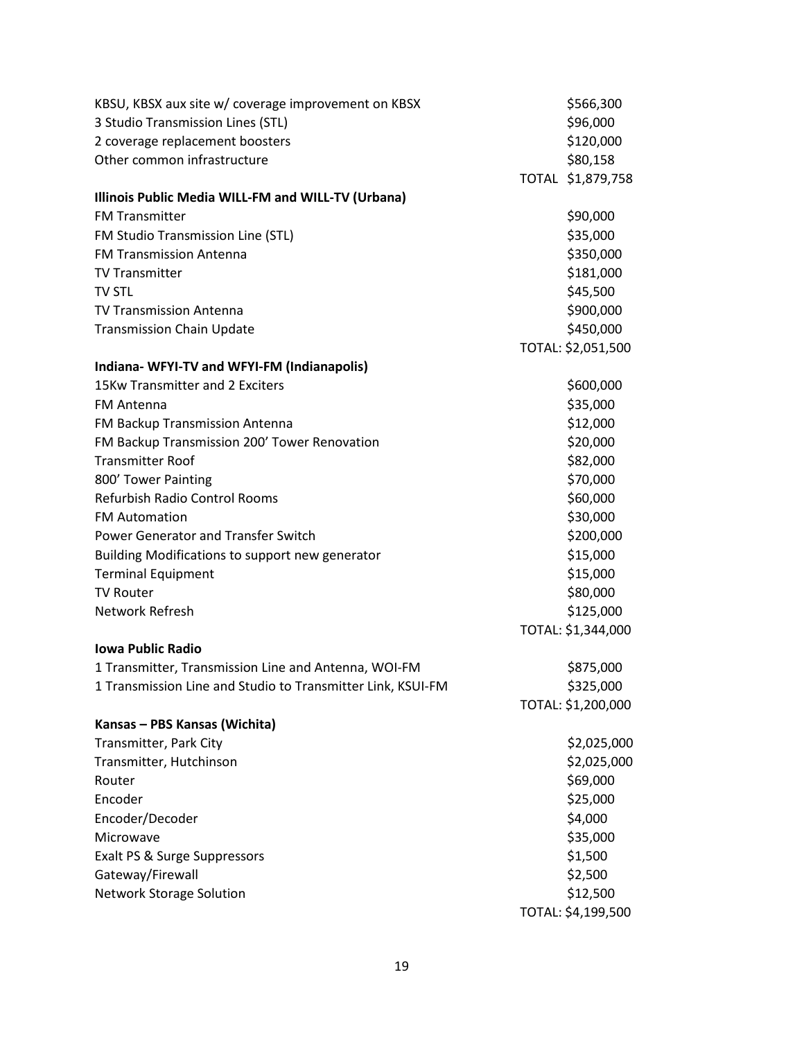| | |
|---|---|
| KBSU, KBSX aux site w/ coverage improvement on KBSX | $566,300 |
| 3 Studio Transmission Lines (STL) | $96,000 |
| 2 coverage replacement boosters | $120,000 |
| Other common infrastructure | $80,158 |
| | TOTAL $1,879,758 |

**Illinois Public Media WILL-FM and WILL-TV (Urbana)**

| | |
|---|---|
| FM Transmitter | $90,000 |
| FM Studio Transmission Line (STL) | $35,000 |
| FM Transmission Antenna | $350,000 |
| TV Transmitter | $181,000 |
| TV STL | $45,500 |
| TV Transmission Antenna | $900,000 |
| Transmission Chain Update | $450,000 |
| | TOTAL: $2,051,500 |

**Indiana- WFYI-TV and WFYI-FM (Indianapolis)**

| | |
|---|---|
| 15Kw Transmitter and 2 Exciters | $600,000 |
| FM Antenna | $35,000 |
| FM Backup Transmission Antenna | $12,000 |
| FM Backup Transmission 200' Tower Renovation | $20,000 |
| Transmitter Roof | $82,000 |
| 800' Tower Painting | $70,000 |
| Refurbish Radio Control Rooms | $60,000 |
| FM Automation | $30,000 |
| Power Generator and Transfer Switch | $200,000 |
| Building Modifications to support new generator | $15,000 |
| Terminal Equipment | $15,000 |
| TV Router | $80,000 |
| Network Refresh | $125,000 |
| | TOTAL: $1,344,000 |

**Iowa Public Radio**

| | |
|---|---|
| 1 Transmitter, Transmission Line and Antenna, WOI-FM | $875,000 |
| 1 Transmission Line and Studio to Transmitter Link, KSUI-FM | $325,000 |
| | TOTAL: $1,200,000 |

**Kansas – PBS Kansas (Wichita)**

| | |
|---|---|
| Transmitter, Park City | $2,025,000 |
| Transmitter, Hutchinson | $2,025,000 |
| Router | $69,000 |
| Encoder | $25,000 |
| Encoder/Decoder | $4,000 |
| Microwave | $35,000 |
| Exalt PS & Surge Suppressors | $1,500 |
| Gateway/Firewall | $2,500 |
| Network Storage Solution | $12,500 |
| | TOTAL: $4,199,500 |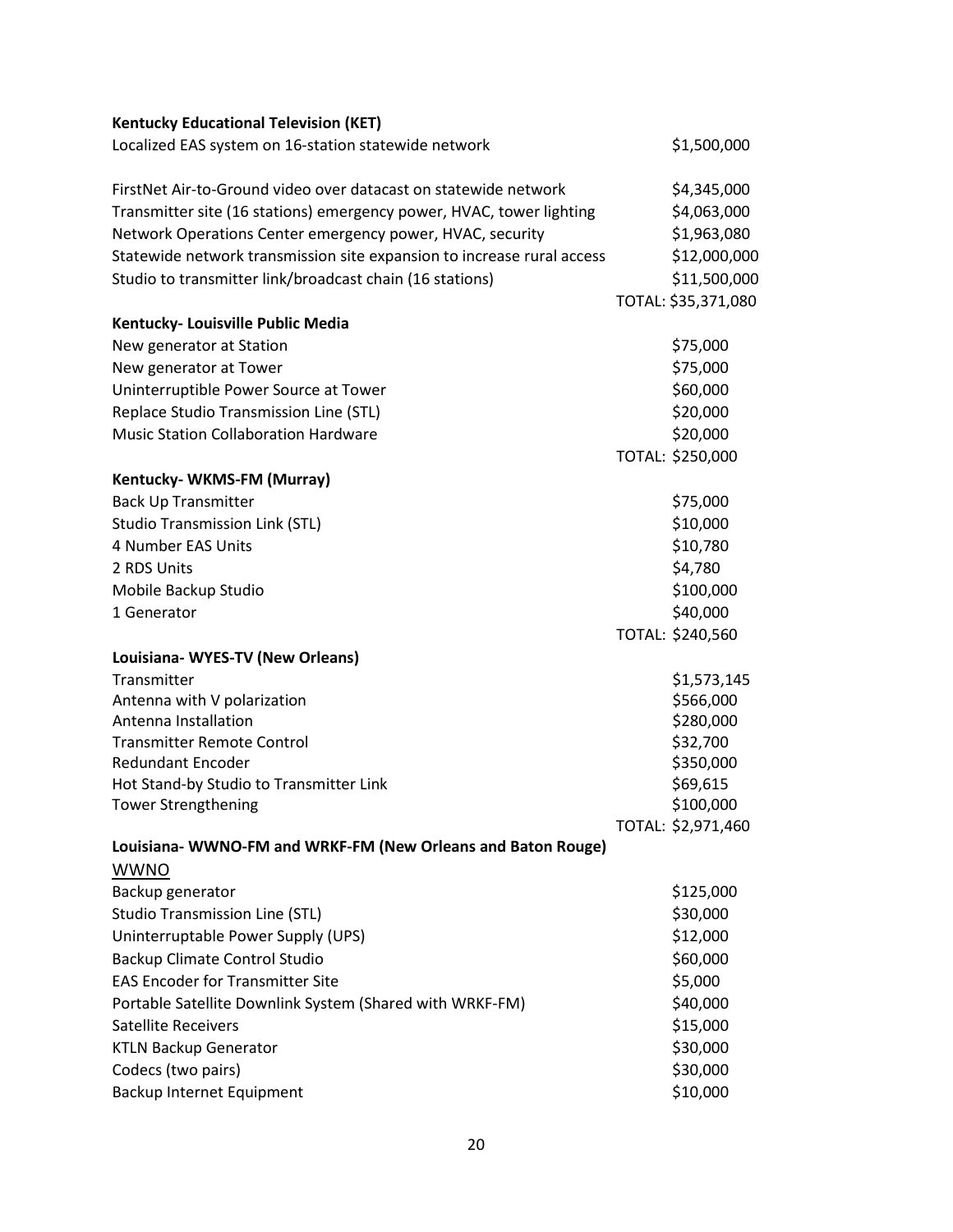**Kentucky Educational Television (KET)**

| | |
|---|---|
| Localized EAS system on 16-station statewide network | $1,500,000 |
| FirstNet Air-to-Ground video over datacast on statewide network | $4,345,000 |
| Transmitter site (16 stations) emergency power, HVAC, tower lighting | $4,063,000 |
| Network Operations Center emergency power, HVAC, security | $1,963,080 |
| Statewide network transmission site expansion to increase rural access | $12,000,000 |
| Studio to transmitter link/broadcast chain (16 stations) | $11,500,000 |
| | TOTAL: $35,371,080 |

**Kentucky- Louisville Public Media**

| | |
|---|---|
| New generator at Station | $75,000 |
| New generator at Tower | $75,000 |
| Uninterruptible Power Source at Tower | $60,000 |
| Replace Studio Transmission Line (STL) | $20,000 |
| Music Station Collaboration Hardware | $20,000 |
| | TOTAL: $250,000 |

**Kentucky- WKMS-FM (Murray)**

| | |
|---|---|
| Back Up Transmitter | $75,000 |
| Studio Transmission Link (STL) | $10,000 |
| 4 Number EAS Units | $10,780 |
| 2 RDS Units | $4,780 |
| Mobile Backup Studio | $100,000 |
| 1 Generator | $40,000 |
| | TOTAL: $240,560 |

**Louisiana- WYES-TV (New Orleans)**

| | |
|---|---|
| Transmitter | $1,573,145 |
| Antenna with V polarization | $566,000 |
| Antenna Installation | $280,000 |
| Transmitter Remote Control | $32,700 |
| Redundant Encoder | $350,000 |
| Hot Stand-by Studio to Transmitter Link | $69,615 |
| Tower Strengthening | $100,000 |
| | TOTAL: $2,971,460 |

**Louisiana- WWNO-FM and WRKF-FM (New Orleans and Baton Rouge)**

<u>WWNO</u>

| | |
|---|---|
| Backup generator | $125,000 |
| Studio Transmission Line (STL) | $30,000 |
| Uninterruptable Power Supply (UPS) | $12,000 |
| Backup Climate Control Studio | $60,000 |
| EAS Encoder for Transmitter Site | $5,000 |
| Portable Satellite Downlink System (Shared with WRKF-FM) | $40,000 |
| Satellite Receivers | $15,000 |
| KTLN Backup Generator | $30,000 |
| Codecs (two pairs) | $30,000 |
| Backup Internet Equipment | $10,000 |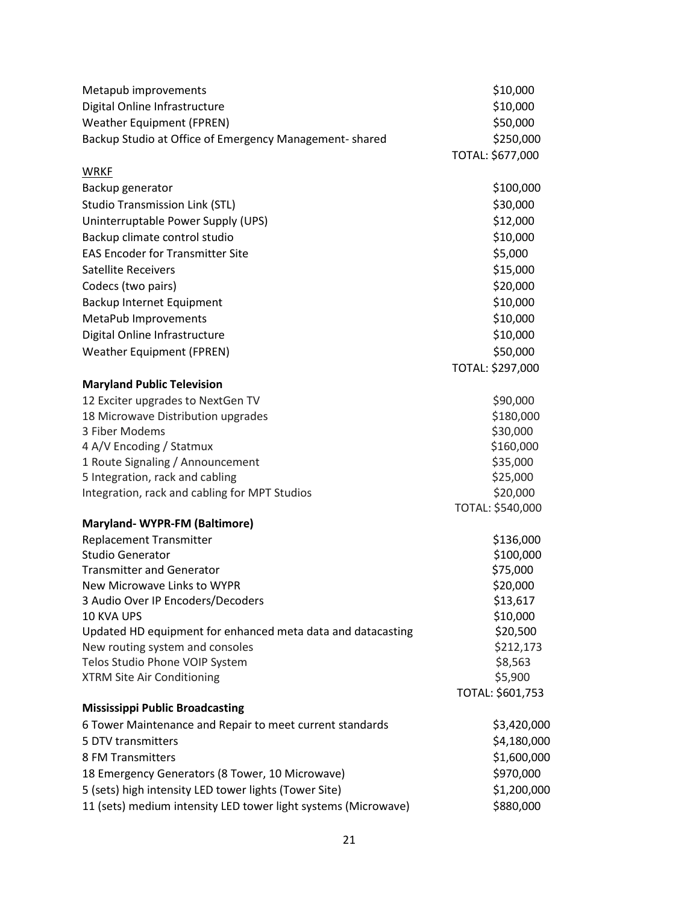| | |
|---|---|
| Metapub improvements | $10,000 |
| Digital Online Infrastructure | $10,000 |
| Weather Equipment (FPREN) | $50,000 |
| Backup Studio at Office of Emergency Management- shared | $250,000 |
| | TOTAL: $677,000 |

<u>WRKF</u>

| | |
|---|---|
| Backup generator | $100,000 |
| Studio Transmission Link (STL) | $30,000 |
| Uninterruptable Power Supply (UPS) | $12,000 |
| Backup climate control studio | $10,000 |
| EAS Encoder for Transmitter Site | $5,000 |
| Satellite Receivers | $15,000 |
| Codecs (two pairs) | $20,000 |
| Backup Internet Equipment | $10,000 |
| MetaPub Improvements | $10,000 |
| Digital Online Infrastructure | $10,000 |
| Weather Equipment (FPREN) | $50,000 |
| | TOTAL: $297,000 |

**Maryland Public Television**

| | |
|---|---|
| 12 Exciter upgrades to NextGen TV | $90,000 |
| 18 Microwave Distribution upgrades | $180,000 |
| 3 Fiber Modems | $30,000 |
| 4 A/V Encoding / Statmux | $160,000 |
| 1 Route Signaling / Announcement | $35,000 |
| 5 Integration, rack and cabling | $25,000 |
| Integration, rack and cabling for MPT Studios | $20,000 |
| | TOTAL: $540,000 |

**Maryland- WYPR-FM (Baltimore)**

| | |
|---|---|
| Replacement Transmitter | $136,000 |
| Studio Generator | $100,000 |
| Transmitter and Generator | $75,000 |
| New Microwave Links to WYPR | $20,000 |
| 3 Audio Over IP Encoders/Decoders | $13,617 |
| 10 KVA UPS | $10,000 |
| Updated HD equipment for enhanced meta data and datacasting | $20,500 |
| New routing system and consoles | $212,173 |
| Telos Studio Phone VOIP System | $8,563 |
| XTRM Site Air Conditioning | $5,900 |
| | TOTAL: $601,753 |

**Mississippi Public Broadcasting**

| | |
|---|---|
| 6 Tower Maintenance and Repair to meet current standards | $3,420,000 |
| 5 DTV transmitters | $4,180,000 |
| 8 FM Transmitters | $1,600,000 |
| 18 Emergency Generators (8 Tower, 10 Microwave) | $970,000 |
| 5 (sets) high intensity LED tower lights (Tower Site) | $1,200,000 |
| 11 (sets) medium intensity LED tower light systems (Microwave) | $880,000 |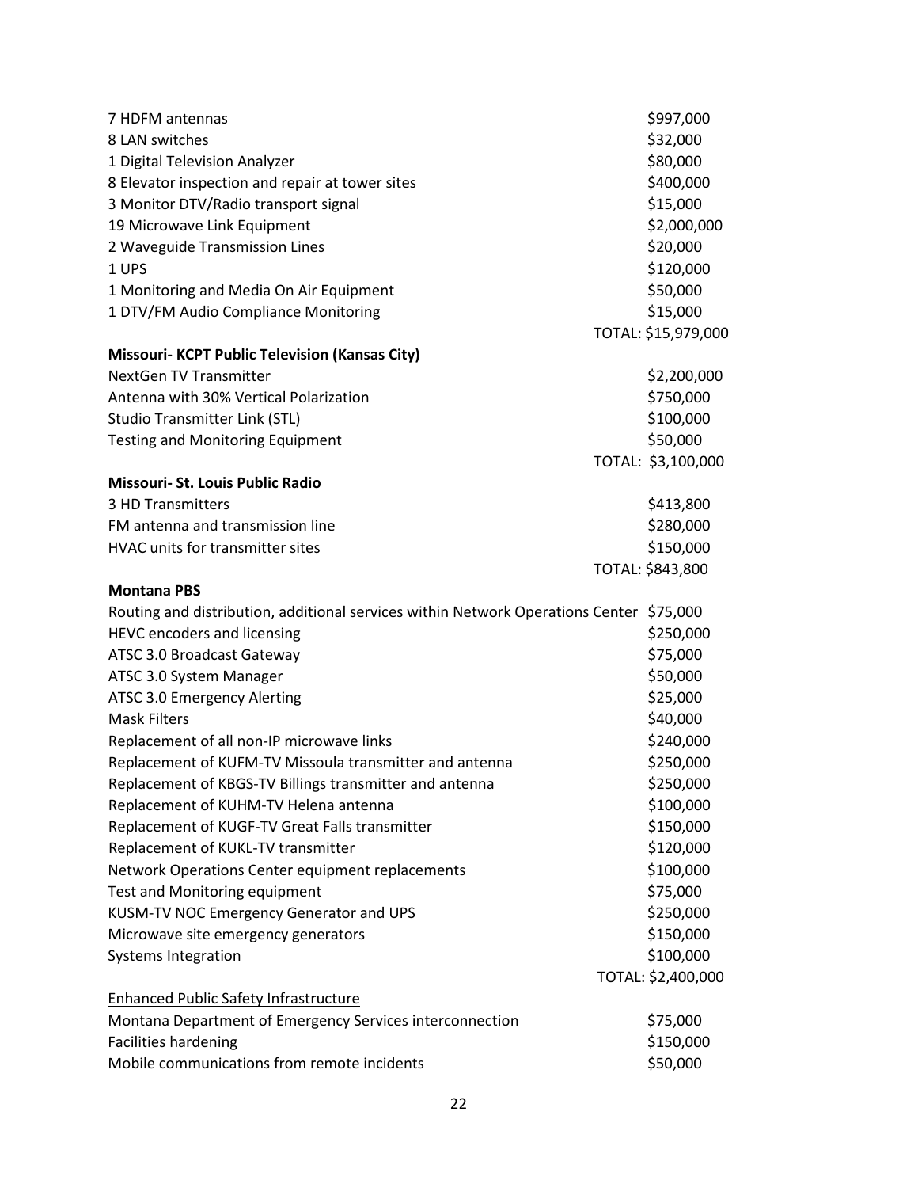| | |
|---|---|
| 7 HDFM antennas | $997,000 |
| 8 LAN switches | $32,000 |
| 1 Digital Television Analyzer | $80,000 |
| 8 Elevator inspection and repair at tower sites | $400,000 |
| 3 Monitor DTV/Radio transport signal | $15,000 |
| 19 Microwave Link Equipment | $2,000,000 |
| 2 Waveguide Transmission Lines | $20,000 |
| 1 UPS | $120,000 |
| 1 Monitoring and Media On Air Equipment | $50,000 |
| 1 DTV/FM Audio Compliance Monitoring | $15,000 |
| | TOTAL: $15,979,000 |

**Missouri- KCPT Public Television (Kansas City)**

| | |
|---|---|
| NextGen TV Transmitter | $2,200,000 |
| Antenna with 30% Vertical Polarization | $750,000 |
| Studio Transmitter Link (STL) | $100,000 |
| Testing and Monitoring Equipment | $50,000 |
| | TOTAL: $3,100,000 |

**Missouri- St. Louis Public Radio**

| | |
|---|---|
| 3 HD Transmitters | $413,800 |
| FM antenna and transmission line | $280,000 |
| HVAC units for transmitter sites | $150,000 |
| | TOTAL: $843,800 |

**Montana PBS**

| | |
|---|---|
| Routing and distribution, additional services within Network Operations Center | $75,000 |
| HEVC encoders and licensing | $250,000 |
| ATSC 3.0 Broadcast Gateway | $75,000 |
| ATSC 3.0 System Manager | $50,000 |
| ATSC 3.0 Emergency Alerting | $25,000 |
| Mask Filters | $40,000 |
| Replacement of all non-IP microwave links | $240,000 |
| Replacement of KUFM-TV Missoula transmitter and antenna | $250,000 |
| Replacement of KBGS-TV Billings transmitter and antenna | $250,000 |
| Replacement of KUHM-TV Helena antenna | $100,000 |
| Replacement of KUGF-TV Great Falls transmitter | $150,000 |
| Replacement of KUKL-TV transmitter | $120,000 |
| Network Operations Center equipment replacements | $100,000 |
| Test and Monitoring equipment | $75,000 |
| KUSM-TV NOC Emergency Generator and UPS | $250,000 |
| Microwave site emergency generators | $150,000 |
| Systems Integration | $100,000 |
| | TOTAL: $2,400,000 |

Enhanced Public Safety Infrastructure

| | |
|---|---|
| Montana Department of Emergency Services interconnection | $75,000 |
| Facilities hardening | $150,000 |
| Mobile communications from remote incidents | $50,000 |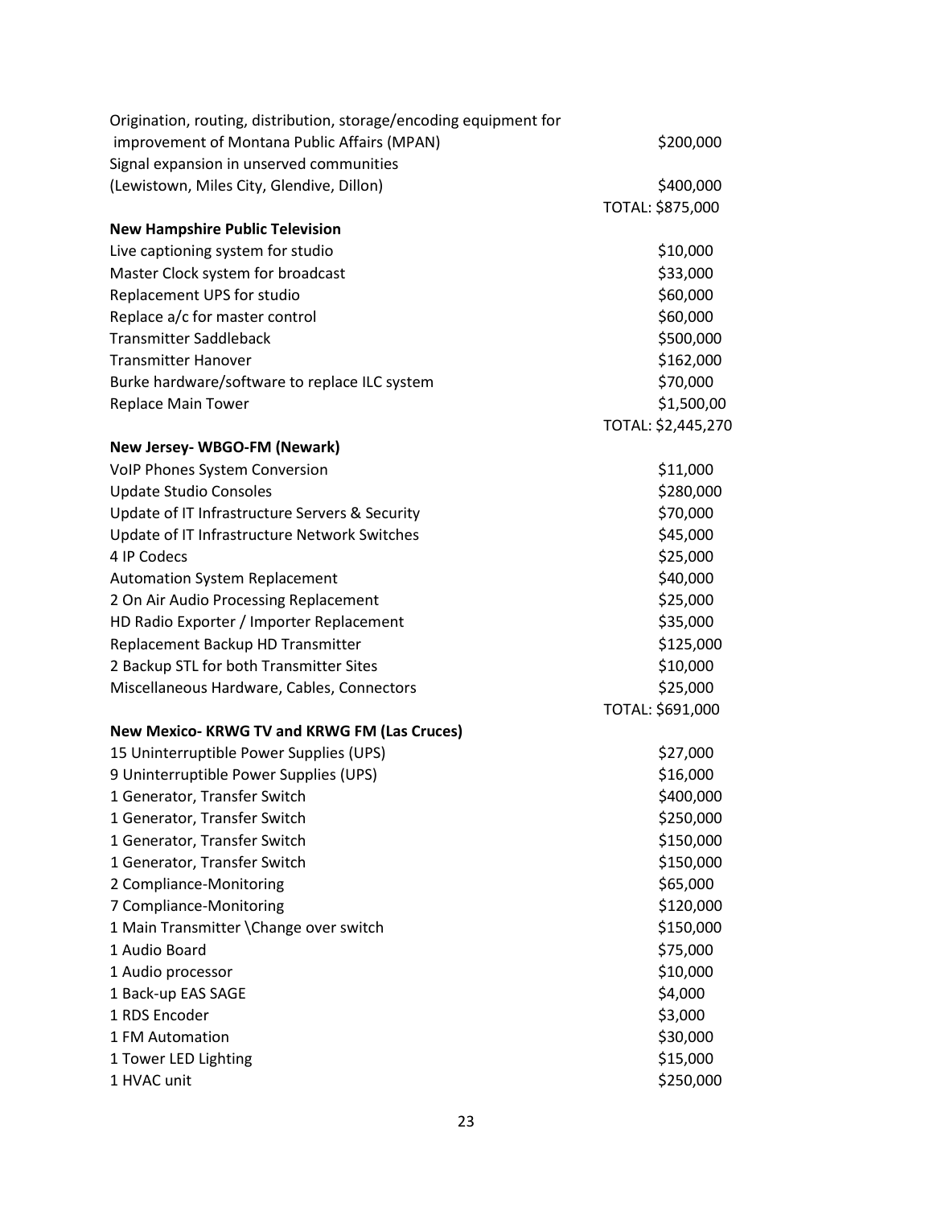| | |
|---|---|
| Origination, routing, distribution, storage/encoding equipment for improvement of Montana Public Affairs (MPAN) | $200,000 |
| Signal expansion in unserved communities (Lewistown, Miles City, Glendive, Dillon) | $400,000 |
| | TOTAL: $875,000 |

**New Hampshire Public Television**

| | |
|---|---|
| Live captioning system for studio | $10,000 |
| Master Clock system for broadcast | $33,000 |
| Replacement UPS for studio | $60,000 |
| Replace a/c for master control | $60,000 |
| Transmitter Saddleback | $500,000 |
| Transmitter Hanover | $162,000 |
| Burke hardware/software to replace ILC system | $70,000 |
| Replace Main Tower | $1,500,00 |
| | TOTAL: $2,445,270 |

**New Jersey- WBGO-FM (Newark)**

| | |
|---|---|
| VoIP Phones System Conversion | $11,000 |
| Update Studio Consoles | $280,000 |
| Update of IT Infrastructure Servers & Security | $70,000 |
| Update of IT Infrastructure Network Switches | $45,000 |
| 4 IP Codecs | $25,000 |
| Automation System Replacement | $40,000 |
| 2 On Air Audio Processing Replacement | $25,000 |
| HD Radio Exporter / Importer Replacement | $35,000 |
| Replacement Backup HD Transmitter | $125,000 |
| 2 Backup STL for both Transmitter Sites | $10,000 |
| Miscellaneous Hardware, Cables, Connectors | $25,000 |
| | TOTAL: $691,000 |

**New Mexico- KRWG TV and KRWG FM (Las Cruces)**

| | |
|---|---|
| 15 Uninterruptible Power Supplies (UPS) | $27,000 |
| 9 Uninterruptible Power Supplies (UPS) | $16,000 |
| 1 Generator, Transfer Switch | $400,000 |
| 1 Generator, Transfer Switch | $250,000 |
| 1 Generator, Transfer Switch | $150,000 |
| 1 Generator, Transfer Switch | $150,000 |
| 2 Compliance-Monitoring | $65,000 |
| 7 Compliance-Monitoring | $120,000 |
| 1 Main Transmitter \Change over switch | $150,000 |
| 1 Audio Board | $75,000 |
| 1 Audio processor | $10,000 |
| 1 Back-up EAS SAGE | $4,000 |
| 1 RDS Encoder | $3,000 |
| 1 FM Automation | $30,000 |
| 1 Tower LED Lighting | $15,000 |
| 1 HVAC unit | $250,000 |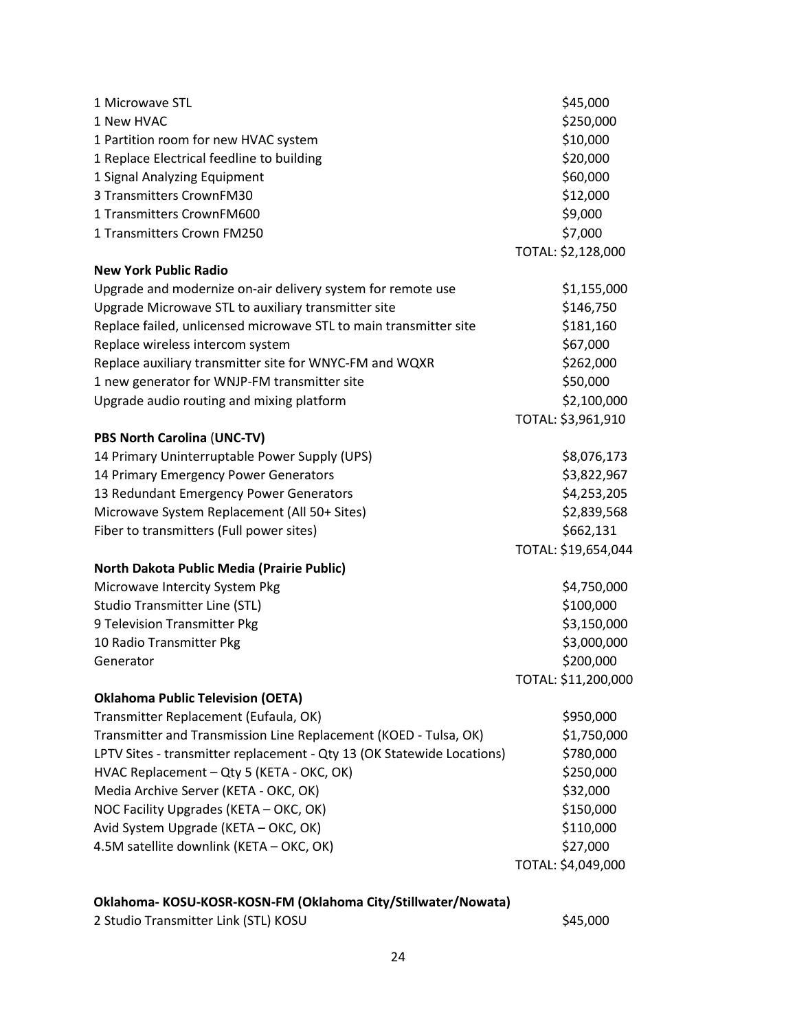| | |
|---|---|
| 1 Microwave STL | $45,000 |
| 1 New HVAC | $250,000 |
| 1 Partition room for new HVAC system | $10,000 |
| 1 Replace Electrical feedline to building | $20,000 |
| 1 Signal Analyzing Equipment | $60,000 |
| 3 Transmitters CrownFM30 | $12,000 |
| 1 Transmitters CrownFM600 | $9,000 |
| 1 Transmitters Crown FM250 | $7,000 |
| | TOTAL: $2,128,000 |

**New York Public Radio**

| | |
|---|---|
| Upgrade and modernize on-air delivery system for remote use | $1,155,000 |
| Upgrade Microwave STL to auxiliary transmitter site | $146,750 |
| Replace failed, unlicensed microwave STL to main transmitter site | $181,160 |
| Replace wireless intercom system | $67,000 |
| Replace auxiliary transmitter site for WNYC-FM and WQXR | $262,000 |
| 1 new generator for WNJP-FM transmitter site | $50,000 |
| Upgrade audio routing and mixing platform | $2,100,000 |
| | TOTAL: $3,961,910 |

**PBS North Carolina (UNC-TV)**

| | |
|---|---|
| 14 Primary Uninterruptable Power Supply (UPS) | $8,076,173 |
| 14 Primary Emergency Power Generators | $3,822,967 |
| 13 Redundant Emergency Power Generators | $4,253,205 |
| Microwave System Replacement (All 50+ Sites) | $2,839,568 |
| Fiber to transmitters (Full power sites) | $662,131 |
| | TOTAL: $19,654,044 |

**North Dakota Public Media (Prairie Public)**

| | |
|---|---|
| Microwave Intercity System Pkg | $4,750,000 |
| Studio Transmitter Line (STL) | $100,000 |
| 9 Television Transmitter Pkg | $3,150,000 |
| 10 Radio Transmitter Pkg | $3,000,000 |
| Generator | $200,000 |
| | TOTAL: $11,200,000 |

**Oklahoma Public Television (OETA)**

| | |
|---|---|
| Transmitter Replacement (Eufaula, OK) | $950,000 |
| Transmitter and Transmission Line Replacement (KOED - Tulsa, OK) | $1,750,000 |
| LPTV Sites - transmitter replacement - Qty 13 (OK Statewide Locations) | $780,000 |
| HVAC Replacement – Qty 5 (KETA - OKC, OK) | $250,000 |
| Media Archive Server (KETA - OKC, OK) | $32,000 |
| NOC Facility Upgrades (KETA – OKC, OK) | $150,000 |
| Avid System Upgrade (KETA – OKC, OK) | $110,000 |
| 4.5M satellite downlink (KETA – OKC, OK) | $27,000 |
| | TOTAL: $4,049,000 |

**Oklahoma- KOSU-KOSR-KOSN-FM (Oklahoma City/Stillwater/Nowata)**

| | |
|---|---|
| 2 Studio Transmitter Link (STL) KOSU | $45,000 |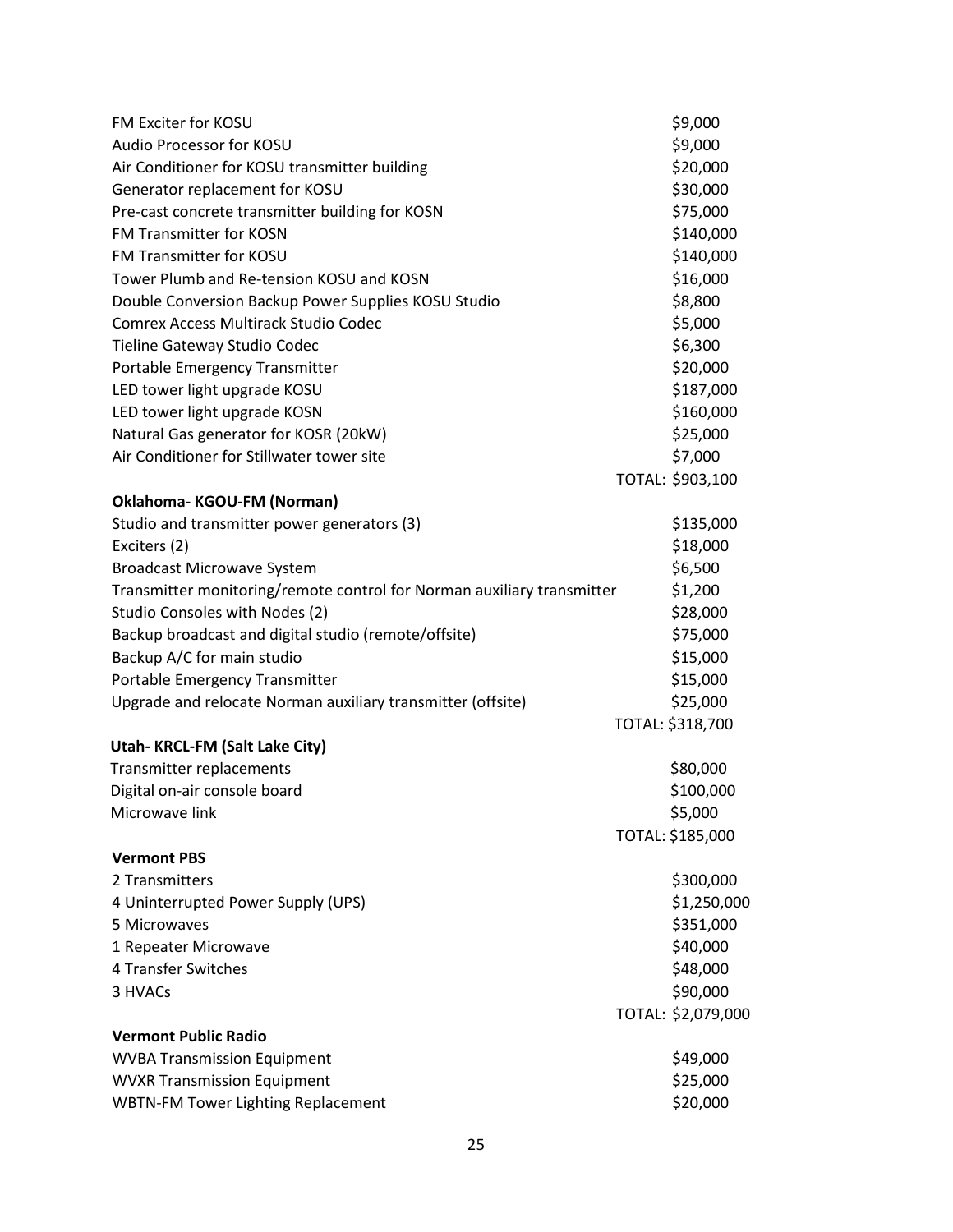| | |
|---|---|
| FM Exciter for KOSU | $9,000 |
| Audio Processor for KOSU | $9,000 |
| Air Conditioner for KOSU transmitter building | $20,000 |
| Generator replacement for KOSU | $30,000 |
| Pre-cast concrete transmitter building for KOSN | $75,000 |
| FM Transmitter for KOSN | $140,000 |
| FM Transmitter for KOSU | $140,000 |
| Tower Plumb and Re-tension KOSU and KOSN | $16,000 |
| Double Conversion Backup Power Supplies KOSU Studio | $8,800 |
| Comrex Access Multirack Studio Codec | $5,000 |
| Tieline Gateway Studio Codec | $6,300 |
| Portable Emergency Transmitter | $20,000 |
| LED tower light upgrade KOSU | $187,000 |
| LED tower light upgrade KOSN | $160,000 |
| Natural Gas generator for KOSR (20kW) | $25,000 |
| Air Conditioner for Stillwater tower site | $7,000 |
| | TOTAL: $903,100 |

**Oklahoma- KGOU-FM (Norman)**

| | |
|---|---|
| Studio and transmitter power generators (3) | $135,000 |
| Exciters (2) | $18,000 |
| Broadcast Microwave System | $6,500 |
| Transmitter monitoring/remote control for Norman auxiliary transmitter | $1,200 |
| Studio Consoles with Nodes (2) | $28,000 |
| Backup broadcast and digital studio (remote/offsite) | $75,000 |
| Backup A/C for main studio | $15,000 |
| Portable Emergency Transmitter | $15,000 |
| Upgrade and relocate Norman auxiliary transmitter (offsite) | $25,000 |
| | TOTAL: $318,700 |

**Utah- KRCL-FM (Salt Lake City)**

| | |
|---|---|
| Transmitter replacements | $80,000 |
| Digital on-air console board | $100,000 |
| Microwave link | $5,000 |
| | TOTAL: $185,000 |

**Vermont PBS**

| | |
|---|---|
| 2 Transmitters | $300,000 |
| 4 Uninterrupted Power Supply (UPS) | $1,250,000 |
| 5 Microwaves | $351,000 |
| 1 Repeater Microwave | $40,000 |
| 4 Transfer Switches | $48,000 |
| 3 HVACs | $90,000 |
| | TOTAL: $2,079,000 |

**Vermont Public Radio**

| | |
|---|---|
| WVBA Transmission Equipment | $49,000 |
| WVXR Transmission Equipment | $25,000 |
| WBTN-FM Tower Lighting Replacement | $20,000 |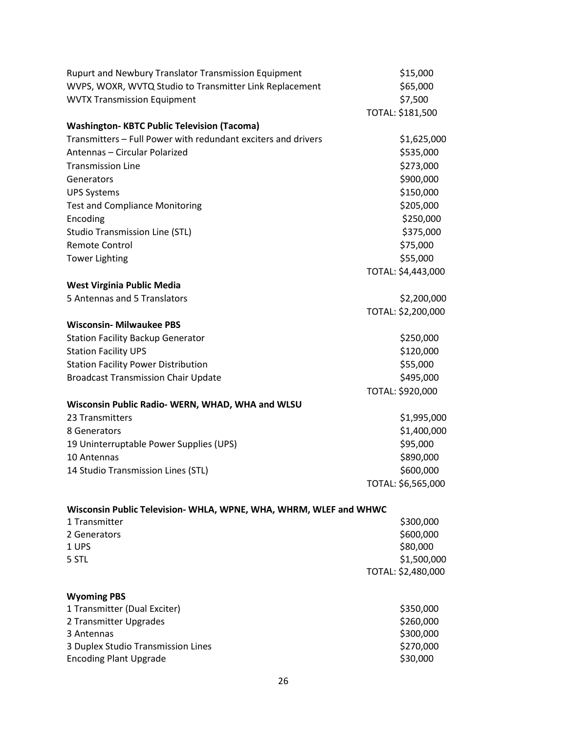| | |
|---|---|
| Rupurt and Newbury Translator Transmission Equipment | $15,000 |
| WVPS, WOXR, WVTQ Studio to Transmitter Link Replacement | $65,000 |
| WVTX Transmission Equipment | $7,500 |
| | TOTAL: $181,500 |

**Washington- KBTC Public Television (Tacoma)**

| | |
|---|---|
| Transmitters – Full Power with redundant exciters and drivers | $1,625,000 |
| Antennas – Circular Polarized | $535,000 |
| Transmission Line | $273,000 |
| Generators | $900,000 |
| UPS Systems | $150,000 |
| Test and Compliance Monitoring | $205,000 |
| Encoding | $250,000 |
| Studio Transmission Line (STL) | $375,000 |
| Remote Control | $75,000 |
| Tower Lighting | $55,000 |
| | TOTAL: $4,443,000 |

**West Virginia Public Media**

| | |
|---|---|
| 5 Antennas and 5 Translators | $2,200,000 |
| | TOTAL: $2,200,000 |

**Wisconsin- Milwaukee PBS**

| | |
|---|---|
| Station Facility Backup Generator | $250,000 |
| Station Facility UPS | $120,000 |
| Station Facility Power Distribution | $55,000 |
| Broadcast Transmission Chair Update | $495,000 |
| | TOTAL: $920,000 |

**Wisconsin Public Radio- WERN, WHAD, WHA and WLSU**

| | |
|---|---|
| 23 Transmitters | $1,995,000 |
| 8 Generators | $1,400,000 |
| 19 Uninterruptable Power Supplies (UPS) | $95,000 |
| 10 Antennas | $890,000 |
| 14 Studio Transmission Lines (STL) | $600,000 |
| | TOTAL: $6,565,000 |

**Wisconsin Public Television- WHLA, WPNE, WHA, WHRM, WLEF and WHWC**

| | |
|---|---|
| 1 Transmitter | $300,000 |
| 2 Generators | $600,000 |
| 1 UPS | $80,000 |
| 5 STL | $1,500,000 |
| | TOTAL: $2,480,000 |

**Wyoming PBS**

| | |
|---|---|
| 1 Transmitter (Dual Exciter) | $350,000 |
| 2 Transmitter Upgrades | $260,000 |
| 3 Antennas | $300,000 |
| 3 Duplex Studio Transmission Lines | $270,000 |
| Encoding Plant Upgrade | $30,000 |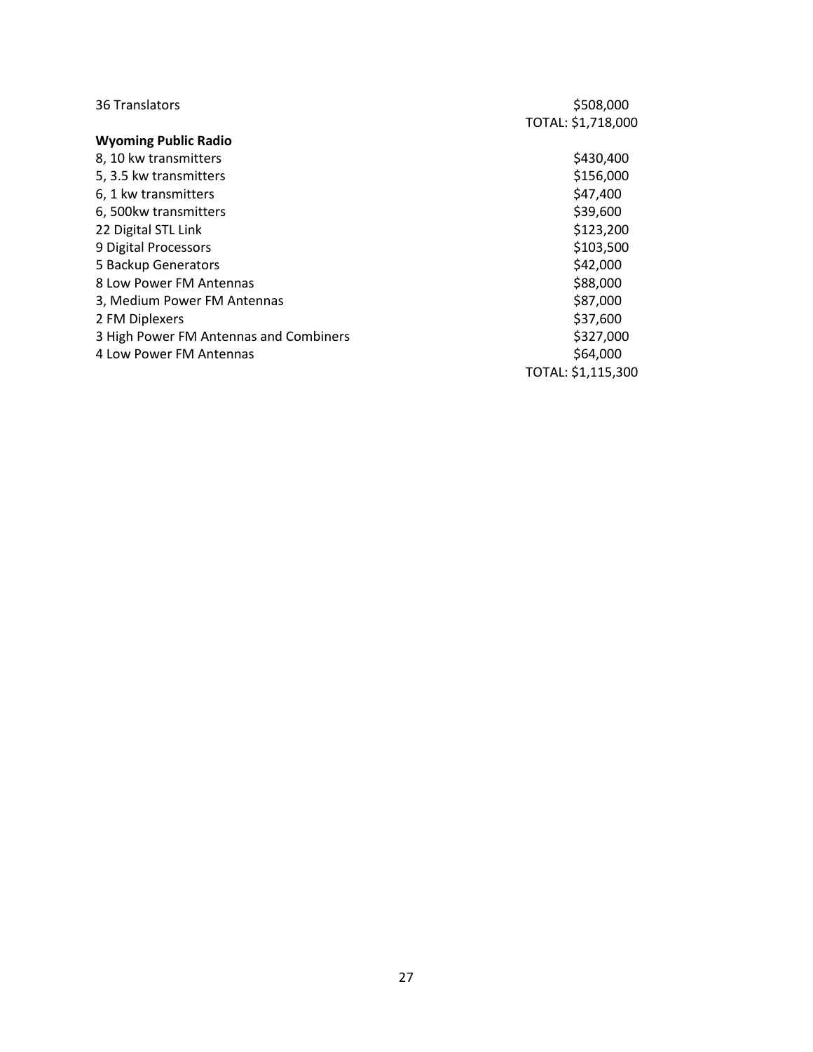| | |
|---|---|
| 36 Translators | $508,000 |
| | TOTAL: $1,718,000 |
| **Wyoming Public Radio** | |
| 8, 10 kw transmitters | $430,400 |
| 5, 3.5 kw transmitters | $156,000 |
| 6, 1 kw transmitters | $47,400 |
| 6, 500kw transmitters | $39,600 |
| 22 Digital STL Link | $123,200 |
| 9 Digital Processors | $103,500 |
| 5 Backup Generators | $42,000 |
| 8 Low Power FM Antennas | $88,000 |
| 3, Medium Power FM Antennas | $87,000 |
| 2 FM Diplexers | $37,600 |
| 3 High Power FM Antennas and Combiners | $327,000 |
| 4 Low Power FM Antennas | $64,000 |
| | TOTAL: $1,115,300 |